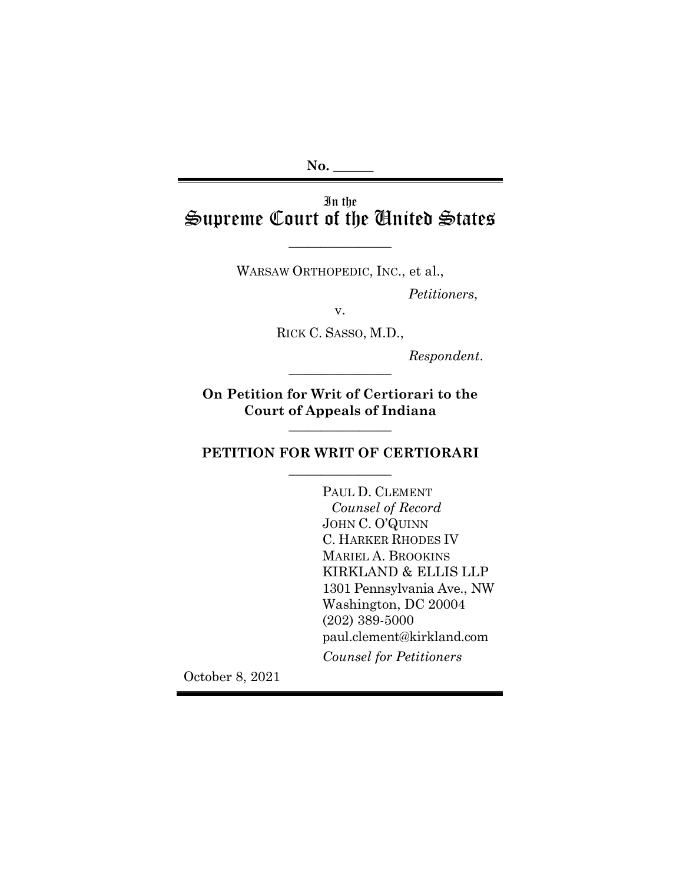No. ______

In the
# Supreme Court of the United States

______________

WARSAW ORTHOPEDIC, INC., et al.,

*Petitioners*,

v.

RICK C. SASSO, M.D.,

*Respondent*.

______________

**On Petition for Writ of Certiorari to the Court of Appeals of Indiana**

______________

## PETITION FOR WRIT OF CERTIORARI

______________

PAUL D. CLEMENT
*Counsel of Record*
JOHN C. O'QUINN
C. HARKER RHODES IV
MARIEL A. BROOKINS
KIRKLAND & ELLIS LLP
1301 Pennsylvania Ave., NW
Washington, DC 20004
(202) 389-5000
paul.clement@kirkland.com

*Counsel for Petitioners*

October 8, 2021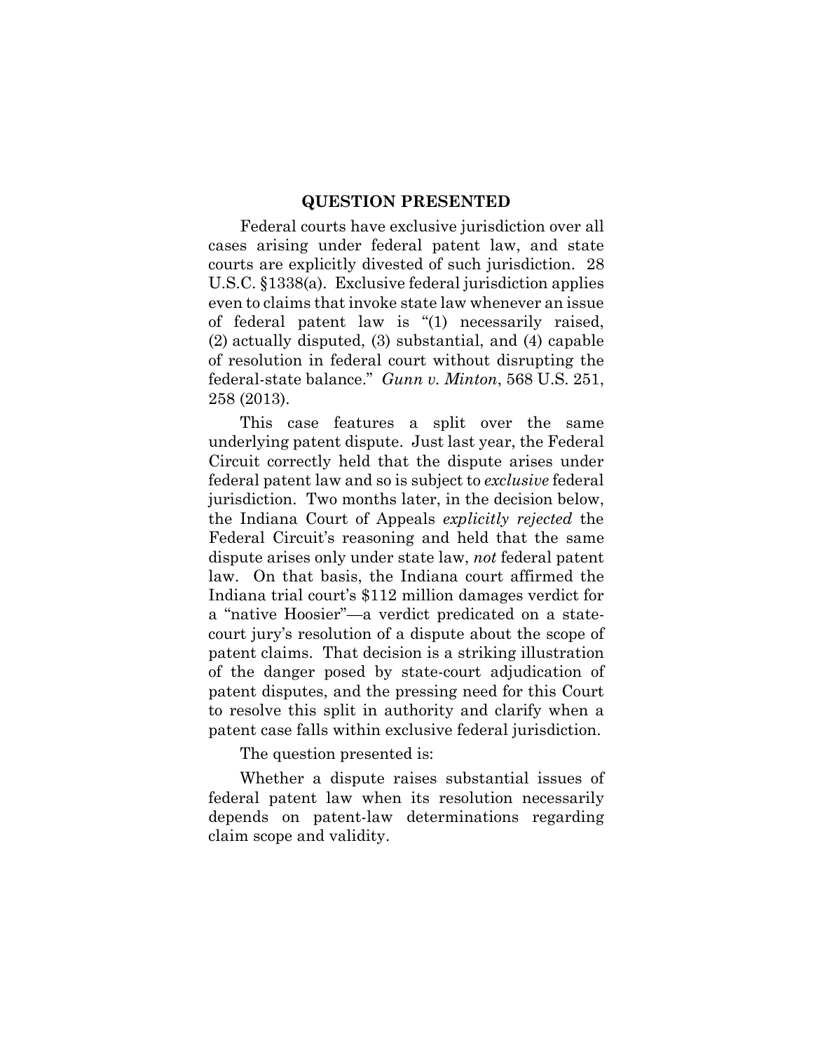## QUESTION PRESENTED

Federal courts have exclusive jurisdiction over all cases arising under federal patent law, and state courts are explicitly divested of such jurisdiction. 28 U.S.C. §1338(a). Exclusive federal jurisdiction applies even to claims that invoke state law whenever an issue of federal patent law is "(1) necessarily raised, (2) actually disputed, (3) substantial, and (4) capable of resolution in federal court without disrupting the federal-state balance." *Gunn v. Minton*, 568 U.S. 251, 258 (2013).

This case features a split over the same underlying patent dispute. Just last year, the Federal Circuit correctly held that the dispute arises under federal patent law and so is subject to *exclusive* federal jurisdiction. Two months later, in the decision below, the Indiana Court of Appeals *explicitly rejected* the Federal Circuit's reasoning and held that the same dispute arises only under state law, *not* federal patent law. On that basis, the Indiana court affirmed the Indiana trial court's $112 million damages verdict for a "native Hoosier"—a verdict predicated on a state-court jury's resolution of a dispute about the scope of patent claims. That decision is a striking illustration of the danger posed by state-court adjudication of patent disputes, and the pressing need for this Court to resolve this split in authority and clarify when a patent case falls within exclusive federal jurisdiction.

The question presented is:

Whether a dispute raises substantial issues of federal patent law when its resolution necessarily depends on patent-law determinations regarding claim scope and validity.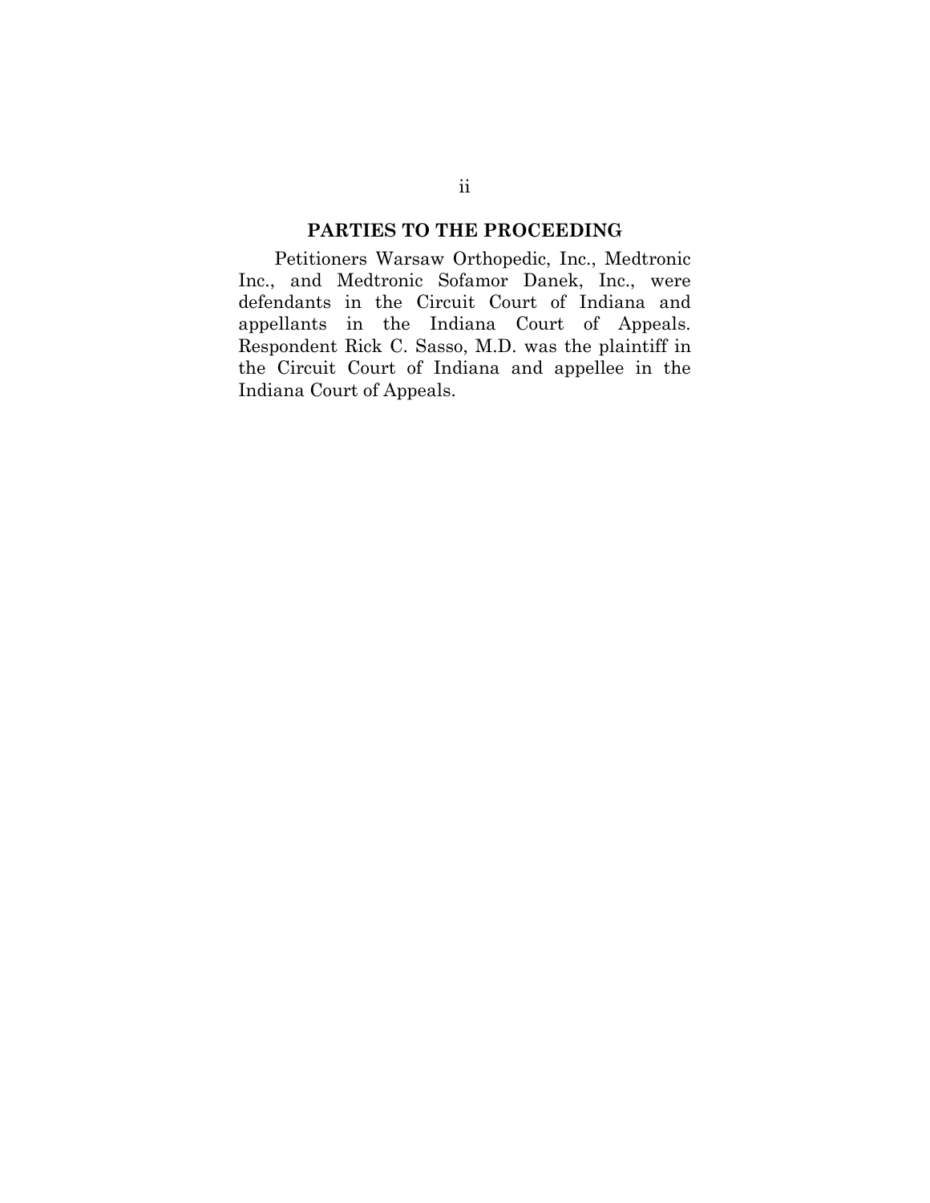## PARTIES TO THE PROCEEDING

Petitioners Warsaw Orthopedic, Inc., Medtronic Inc., and Medtronic Sofamor Danek, Inc., were defendants in the Circuit Court of Indiana and appellants in the Indiana Court of Appeals. Respondent Rick C. Sasso, M.D. was the plaintiff in the Circuit Court of Indiana and appellee in the Indiana Court of Appeals.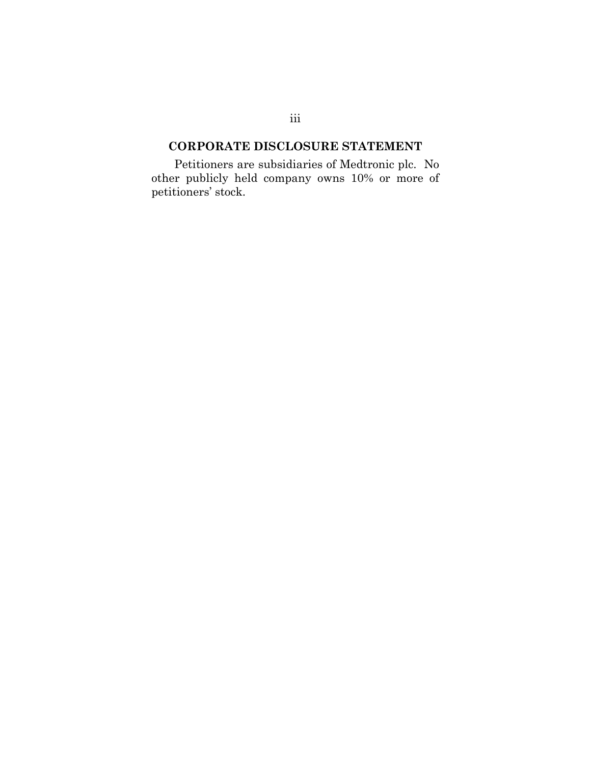## CORPORATE DISCLOSURE STATEMENT

Petitioners are subsidiaries of Medtronic plc. No other publicly held company owns 10% or more of petitioners' stock.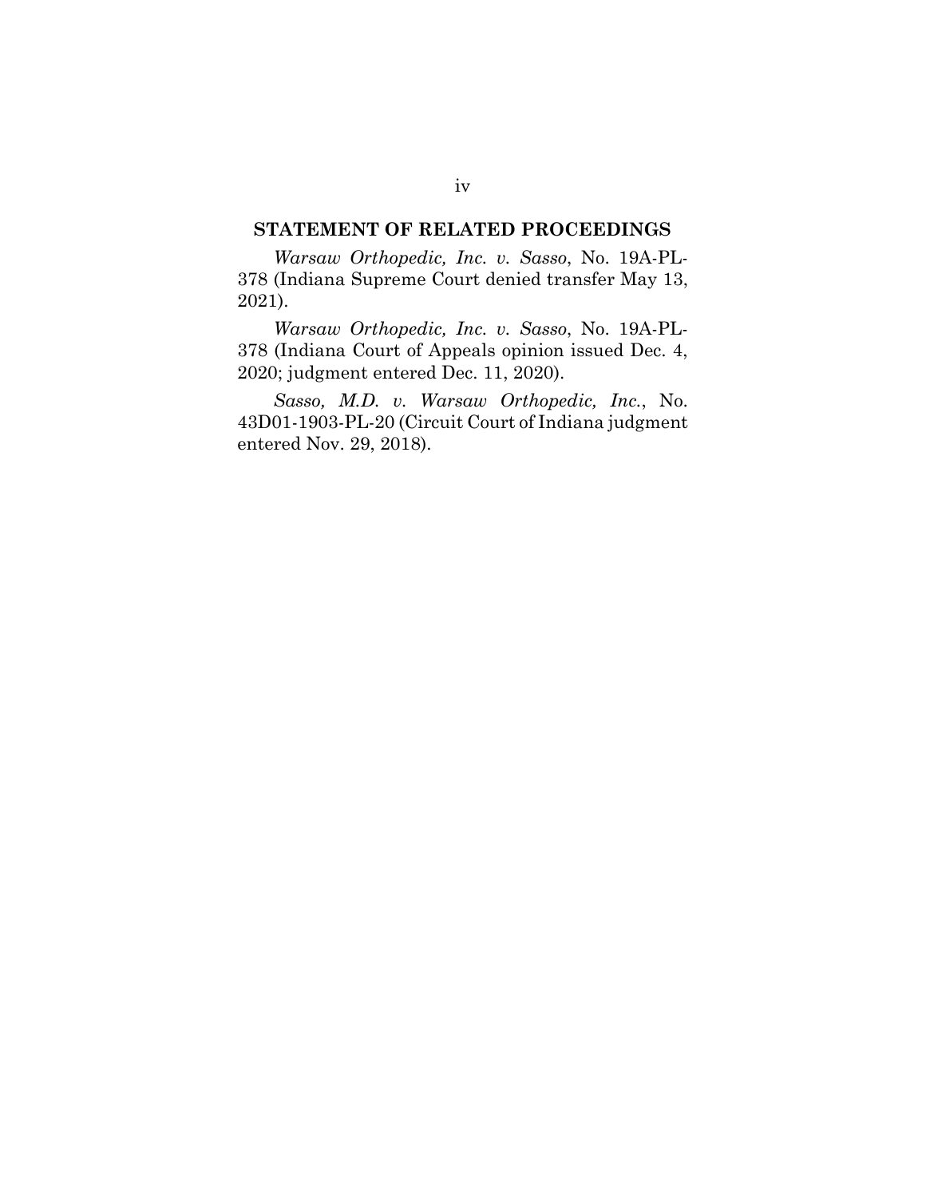## STATEMENT OF RELATED PROCEEDINGS

*Warsaw Orthopedic, Inc. v. Sasso*, No. 19A-PL-378 (Indiana Supreme Court denied transfer May 13, 2021).

*Warsaw Orthopedic, Inc. v. Sasso*, No. 19A-PL-378 (Indiana Court of Appeals opinion issued Dec. 4, 2020; judgment entered Dec. 11, 2020).

*Sasso, M.D. v. Warsaw Orthopedic, Inc.*, No. 43D01-1903-PL-20 (Circuit Court of Indiana judgment entered Nov. 29, 2018).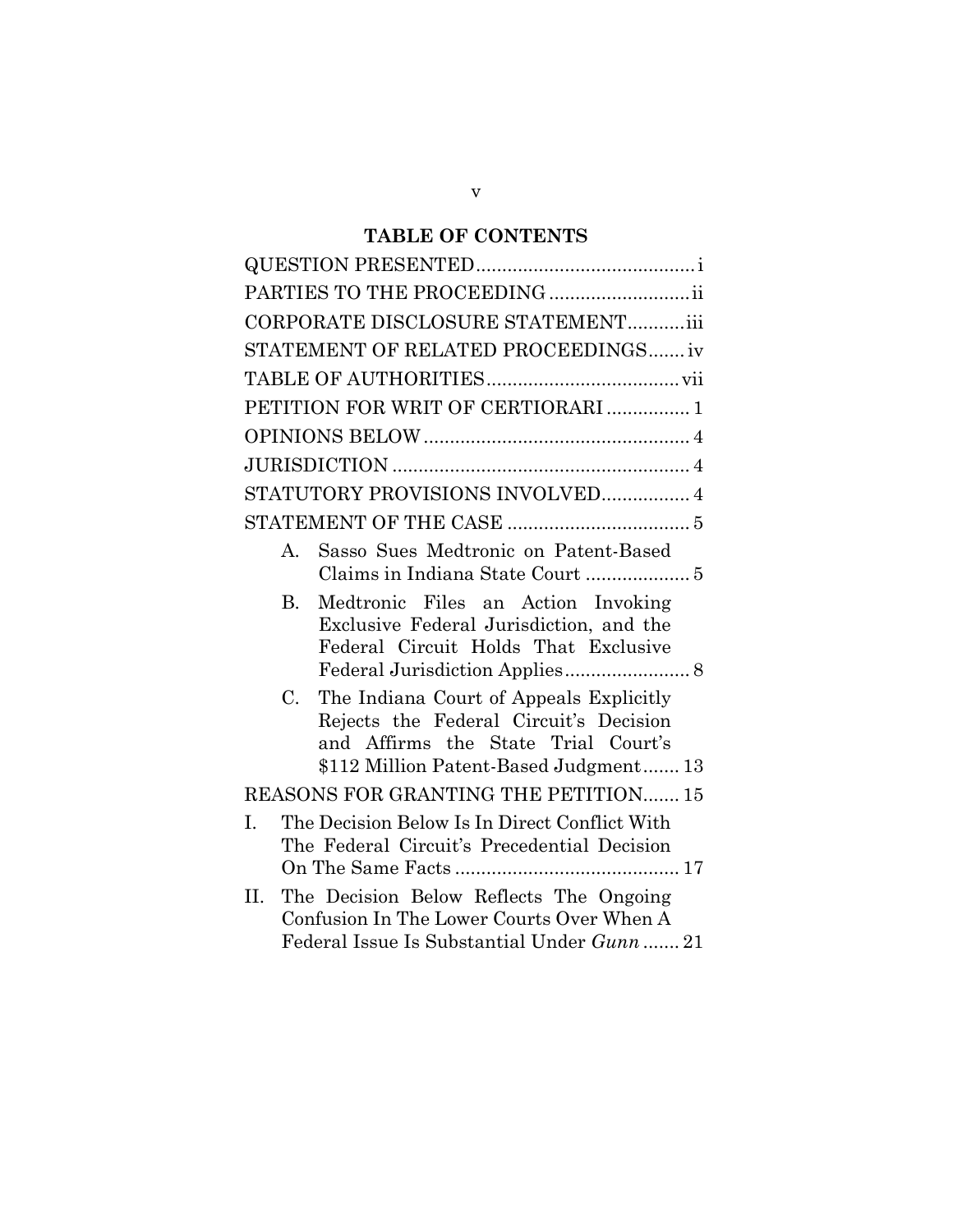## TABLE OF CONTENTS

QUESTION PRESENTED .......................................... i

PARTIES TO THE PROCEEDING ........................... ii

CORPORATE DISCLOSURE STATEMENT ........... iii

STATEMENT OF RELATED PROCEEDINGS ....... iv

TABLE OF AUTHORITIES ..................................... vii

PETITION FOR WRIT OF CERTIORARI ................ 1

OPINIONS BELOW ................................................... 4

JURISDICTION ......................................................... 4

STATUTORY PROVISIONS INVOLVED ................. 4

STATEMENT OF THE CASE ................................... 5

- A. Sasso Sues Medtronic on Patent-Based Claims in Indiana State Court .................... 5
- B. Medtronic Files an Action Invoking Exclusive Federal Jurisdiction, and the Federal Circuit Holds That Exclusive Federal Jurisdiction Applies ........................ 8
- C. The Indiana Court of Appeals Explicitly Rejects the Federal Circuit's Decision and Affirms the State Trial Court's $112 Million Patent-Based Judgment ....... 13

REASONS FOR GRANTING THE PETITION ....... 15

- I. The Decision Below Is In Direct Conflict With The Federal Circuit's Precedential Decision On The Same Facts ........................................... 17
- II. The Decision Below Reflects The Ongoing Confusion In The Lower Courts Over When A Federal Issue Is Substantial Under *Gunn* ....... 21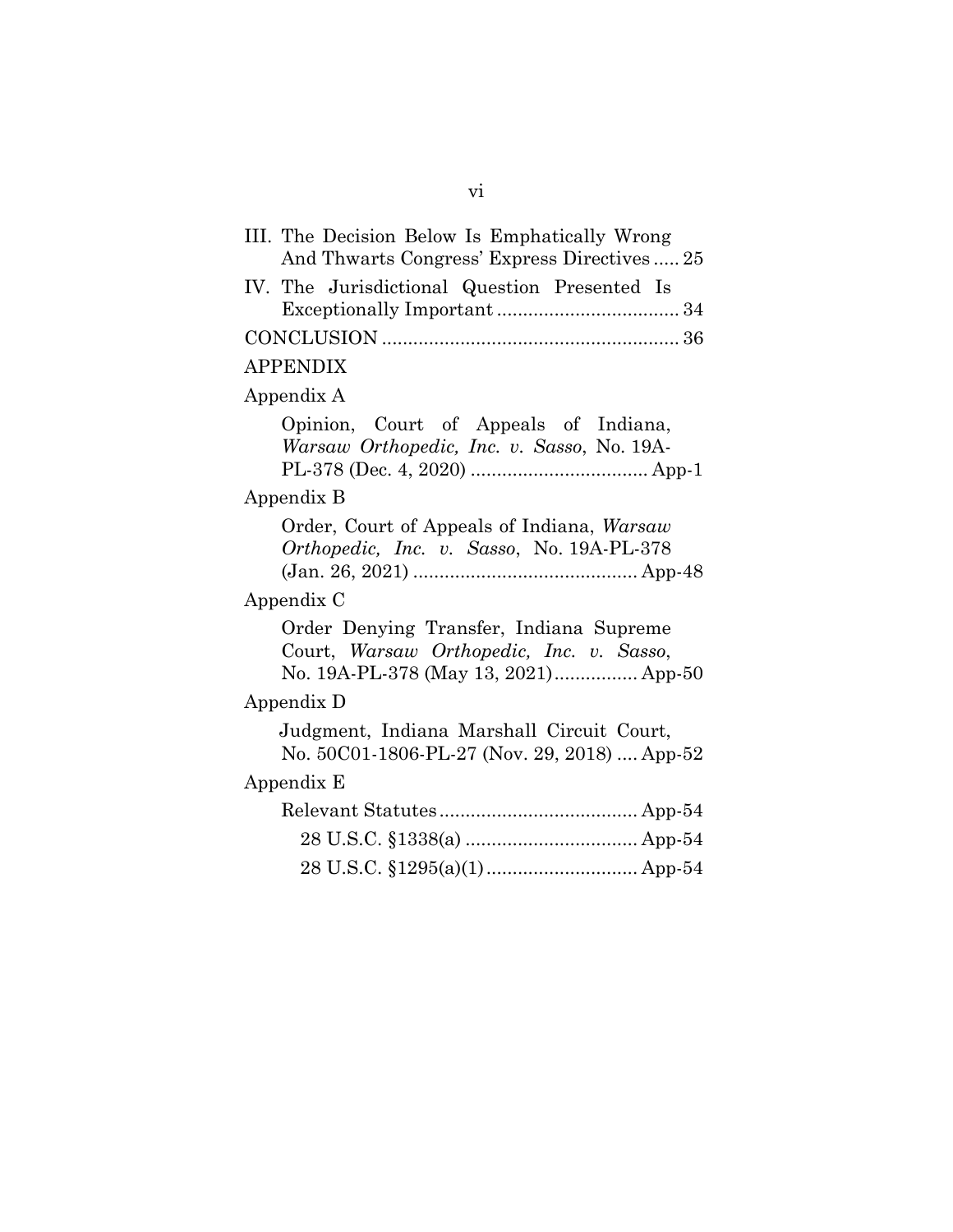III. The Decision Below Is Emphatically Wrong And Thwarts Congress' Express Directives ..... 25

IV. The Jurisdictional Question Presented Is Exceptionally Important ................................... 34

CONCLUSION ........................................................ 36

APPENDIX

Appendix A

Opinion, Court of Appeals of Indiana, *Warsaw Orthopedic, Inc. v. Sasso*, No. 19A-PL-378 (Dec. 4, 2020) .................................. App-1

Appendix B

Order, Court of Appeals of Indiana, *Warsaw Orthopedic, Inc. v. Sasso*, No. 19A-PL-378 (Jan. 26, 2021) ........................................... App-48

Appendix C

Order Denying Transfer, Indiana Supreme Court, *Warsaw Orthopedic, Inc. v. Sasso*, No. 19A-PL-378 (May 13, 2021) ................ App-50

Appendix D

Judgment, Indiana Marshall Circuit Court, No. 50C01-1806-PL-27 (Nov. 29, 2018) .... App-52

Appendix E

Relevant Statutes ...................................... App-54

28 U.S.C. §1338(a) ................................. App-54

28 U.S.C. §1295(a)(1) ............................ App-54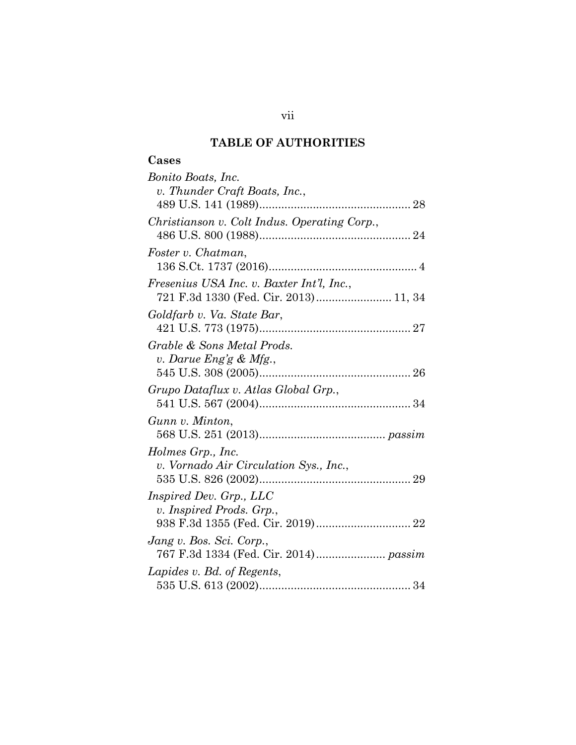# TABLE OF AUTHORITIES

## Cases

*Bonito Boats, Inc. v. Thunder Craft Boats, Inc.*, 489 U.S. 141 (1989) ................................................ 28

*Christianson v. Colt Indus. Operating Corp.*, 486 U.S. 800 (1988) ................................................ 24

*Foster v. Chatman*, 136 S.Ct. 1737 (2016) ............................................... 4

*Fresenius USA Inc. v. Baxter Int'l, Inc.*, 721 F.3d 1330 (Fed. Cir. 2013) ........................ 11, 34

*Goldfarb v. Va. State Bar*, 421 U.S. 773 (1975) ................................................ 27

*Grable & Sons Metal Prods. v. Darue Eng'g & Mfg.*, 545 U.S. 308 (2005) ................................................ 26

*Grupo Dataflux v. Atlas Global Grp.*, 541 U.S. 567 (2004) ................................................ 34

*Gunn v. Minton*, 568 U.S. 251 (2013) ........................................ *passim*

*Holmes Grp., Inc. v. Vornado Air Circulation Sys., Inc.*, 535 U.S. 826 (2002) ................................................ 29

*Inspired Dev. Grp., LLC v. Inspired Prods. Grp.*, 938 F.3d 1355 (Fed. Cir. 2019) .............................. 22

*Jang v. Bos. Sci. Corp.*, 767 F.3d 1334 (Fed. Cir. 2014) ...................... *passim*

*Lapides v. Bd. of Regents*, 535 U.S. 613 (2002) ................................................ 34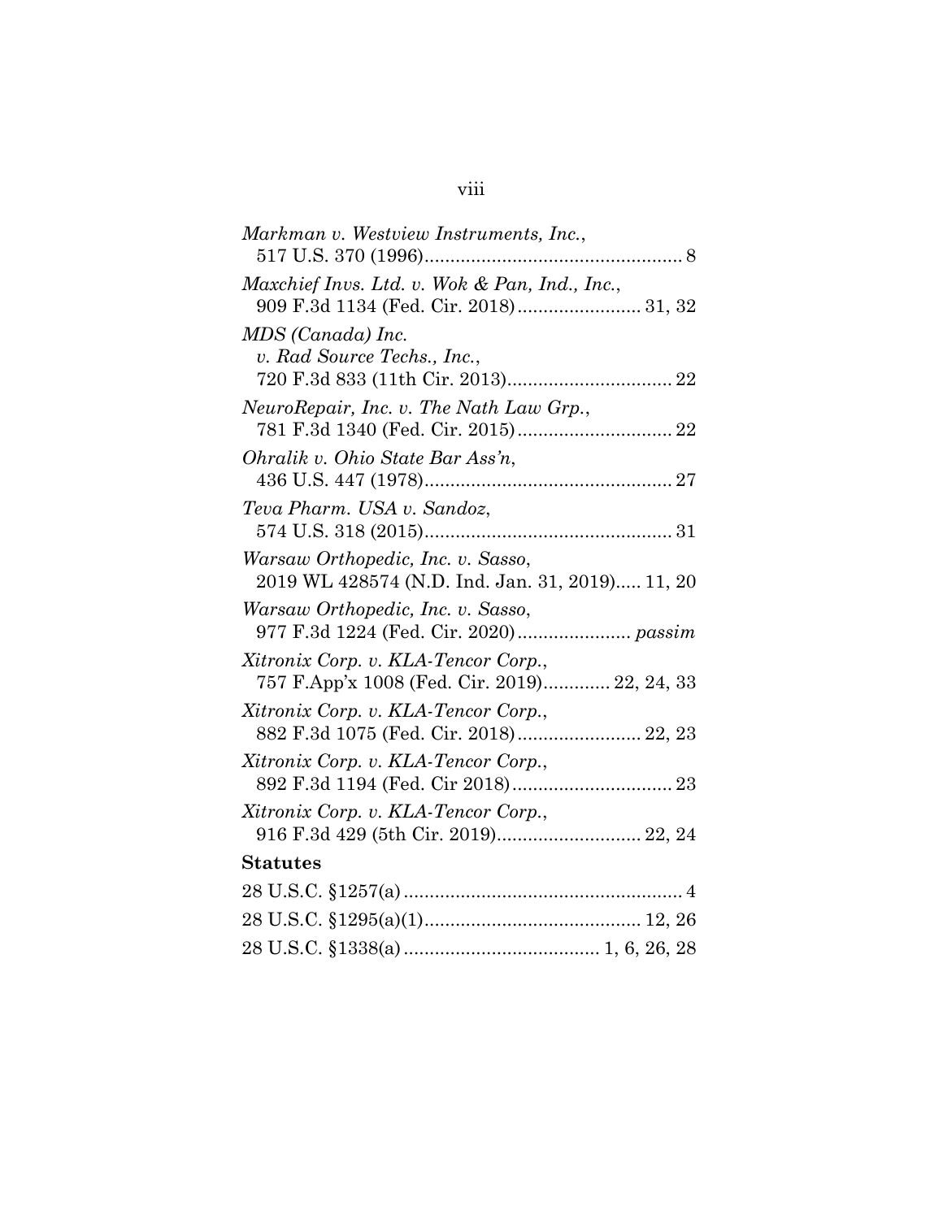*Markman v. Westview Instruments, Inc.*,
517 U.S. 370 (1996)................................................. 8

*Maxchief Invs. Ltd. v. Wok & Pan, Ind., Inc.*,
909 F.3d 1134 (Fed. Cir. 2018)........................ 31, 32

*MDS (Canada) Inc. v. Rad Source Techs., Inc.*,
720 F.3d 833 (11th Cir. 2013)................................ 22

*NeuroRepair, Inc. v. The Nath Law Grp.*,
781 F.3d 1340 (Fed. Cir. 2015).............................. 22

*Ohralik v. Ohio State Bar Ass'n*,
436 U.S. 447 (1978)................................................ 27

*Teva Pharm. USA v. Sandoz*,
574 U.S. 318 (2015)................................................ 31

*Warsaw Orthopedic, Inc. v. Sasso*,
2019 WL 428574 (N.D. Ind. Jan. 31, 2019)..... 11, 20

*Warsaw Orthopedic, Inc. v. Sasso*,
977 F.3d 1224 (Fed. Cir. 2020)...................... *passim*

*Xitronix Corp. v. KLA-Tencor Corp.*,
757 F.App'x 1008 (Fed. Cir. 2019)............. 22, 24, 33

*Xitronix Corp. v. KLA-Tencor Corp.*,
882 F.3d 1075 (Fed. Cir. 2018)........................ 22, 23

*Xitronix Corp. v. KLA-Tencor Corp.*,
892 F.3d 1194 (Fed. Cir 2018)............................... 23

*Xitronix Corp. v. KLA-Tencor Corp.*,
916 F.3d 429 (5th Cir. 2019)............................ 22, 24

**Statutes**

28 U.S.C. §1257(a)...................................................... 4

28 U.S.C. §1295(a)(1).......................................... 12, 26

28 U.S.C. §1338(a)...................................... 1, 6, 26, 28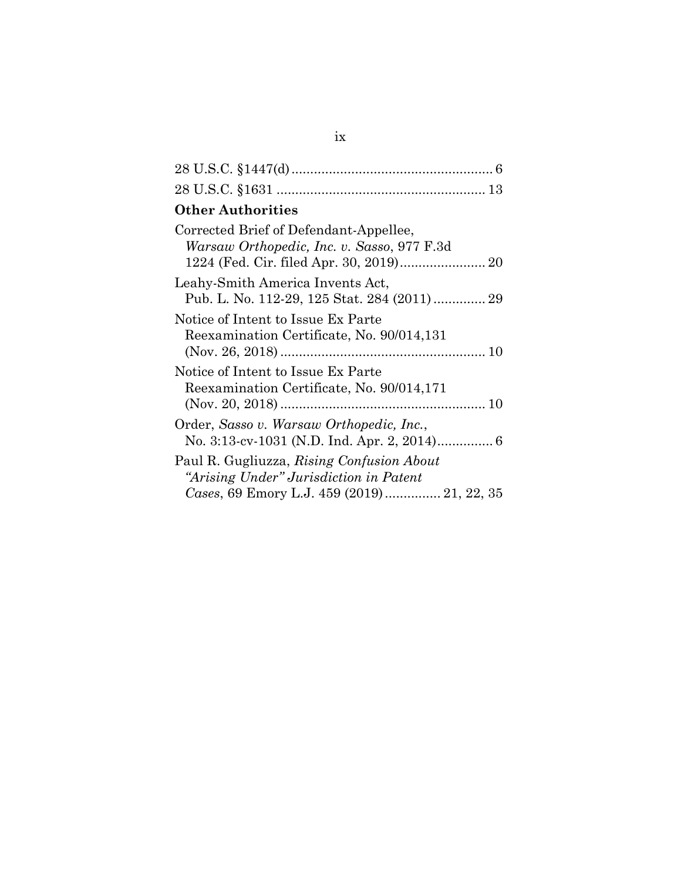28 U.S.C. §1447(d) ........................................................ 6

28 U.S.C. §1631 ........................................................ 13

**Other Authorities**

Corrected Brief of Defendant-Appellee, *Warsaw Orthopedic, Inc. v. Sasso*, 977 F.3d 1224 (Fed. Cir. filed Apr. 30, 2019) ........................ 20

Leahy-Smith America Invents Act, Pub. L. No. 112-29, 125 Stat. 284 (2011) .............. 29

Notice of Intent to Issue Ex Parte Reexamination Certificate, No. 90/014,131 (Nov. 26, 2018) ........................................................ 10

Notice of Intent to Issue Ex Parte Reexamination Certificate, No. 90/014,171 (Nov. 20, 2018) ........................................................ 10

Order, *Sasso v. Warsaw Orthopedic, Inc.*, No. 3:13-cv-1031 (N.D. Ind. Apr. 2, 2014) ............... 6

Paul R. Gugliuzza, *Rising Confusion About "Arising Under" Jurisdiction in Patent Cases*, 69 Emory L.J. 459 (2019) ............... 21, 22, 35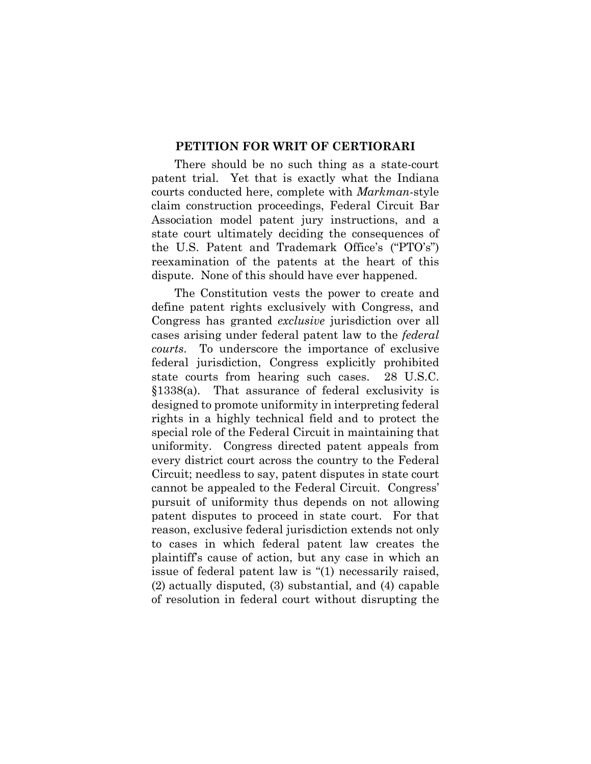## PETITION FOR WRIT OF CERTIORARI

There should be no such thing as a state-court patent trial. Yet that is exactly what the Indiana courts conducted here, complete with *Markman*-style claim construction proceedings, Federal Circuit Bar Association model patent jury instructions, and a state court ultimately deciding the consequences of the U.S. Patent and Trademark Office's ("PTO's") reexamination of the patents at the heart of this dispute. None of this should have ever happened.

The Constitution vests the power to create and define patent rights exclusively with Congress, and Congress has granted *exclusive* jurisdiction over all cases arising under federal patent law to the *federal courts*. To underscore the importance of exclusive federal jurisdiction, Congress explicitly prohibited state courts from hearing such cases. 28 U.S.C. §1338(a). That assurance of federal exclusivity is designed to promote uniformity in interpreting federal rights in a highly technical field and to protect the special role of the Federal Circuit in maintaining that uniformity. Congress directed patent appeals from every district court across the country to the Federal Circuit; needless to say, patent disputes in state court cannot be appealed to the Federal Circuit. Congress' pursuit of uniformity thus depends on not allowing patent disputes to proceed in state court. For that reason, exclusive federal jurisdiction extends not only to cases in which federal patent law creates the plaintiff's cause of action, but any case in which an issue of federal patent law is "(1) necessarily raised, (2) actually disputed, (3) substantial, and (4) capable of resolution in federal court without disrupting the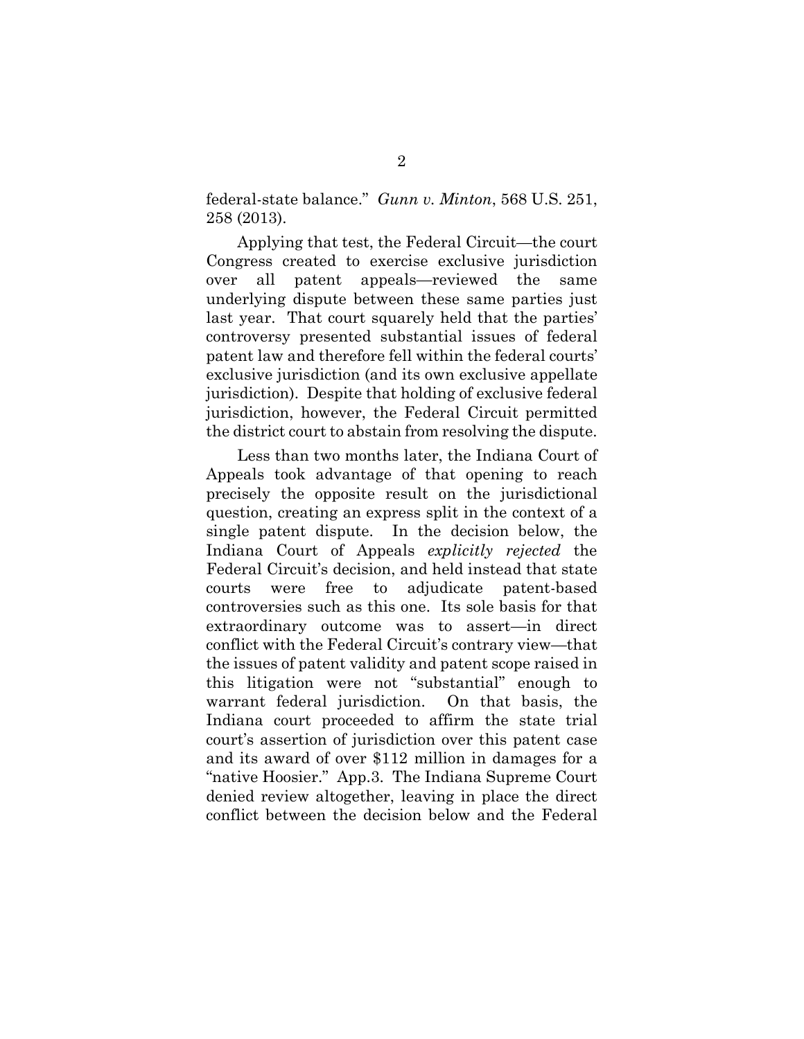federal-state balance." *Gunn v. Minton*, 568 U.S. 251, 258 (2013).

Applying that test, the Federal Circuit—the court Congress created to exercise exclusive jurisdiction over all patent appeals—reviewed the same underlying dispute between these same parties just last year. That court squarely held that the parties' controversy presented substantial issues of federal patent law and therefore fell within the federal courts' exclusive jurisdiction (and its own exclusive appellate jurisdiction). Despite that holding of exclusive federal jurisdiction, however, the Federal Circuit permitted the district court to abstain from resolving the dispute.

Less than two months later, the Indiana Court of Appeals took advantage of that opening to reach precisely the opposite result on the jurisdictional question, creating an express split in the context of a single patent dispute. In the decision below, the Indiana Court of Appeals *explicitly rejected* the Federal Circuit's decision, and held instead that state courts were free to adjudicate patent-based controversies such as this one. Its sole basis for that extraordinary outcome was to assert—in direct conflict with the Federal Circuit's contrary view—that the issues of patent validity and patent scope raised in this litigation were not "substantial" enough to warrant federal jurisdiction. On that basis, the Indiana court proceeded to affirm the state trial court's assertion of jurisdiction over this patent case and its award of over $112 million in damages for a "native Hoosier." App.3. The Indiana Supreme Court denied review altogether, leaving in place the direct conflict between the decision below and the Federal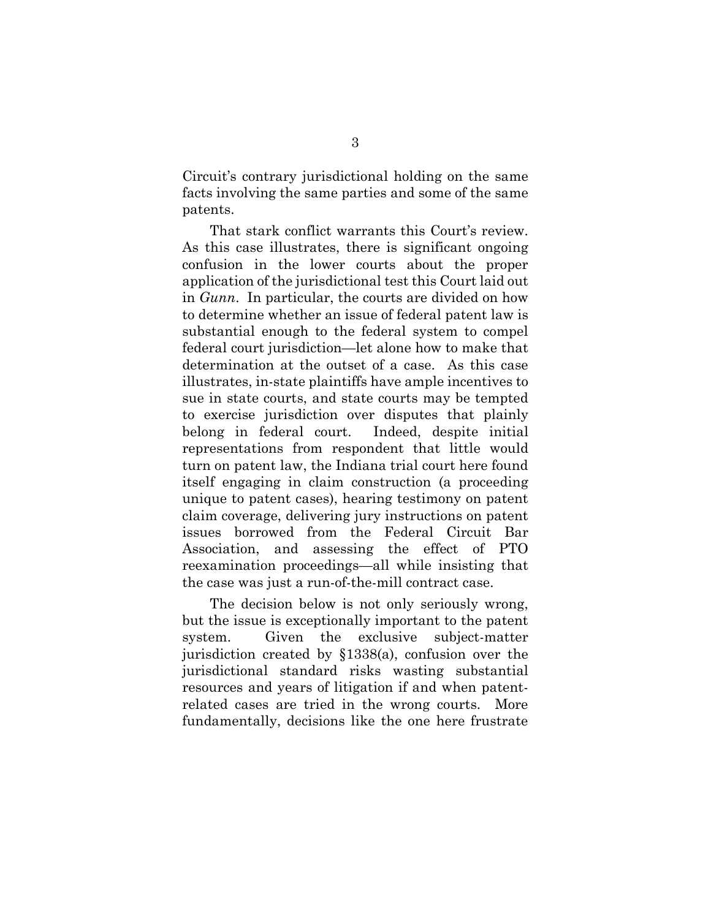Circuit's contrary jurisdictional holding on the same facts involving the same parties and some of the same patents.

That stark conflict warrants this Court's review. As this case illustrates, there is significant ongoing confusion in the lower courts about the proper application of the jurisdictional test this Court laid out in *Gunn*. In particular, the courts are divided on how to determine whether an issue of federal patent law is substantial enough to the federal system to compel federal court jurisdiction—let alone how to make that determination at the outset of a case. As this case illustrates, in-state plaintiffs have ample incentives to sue in state courts, and state courts may be tempted to exercise jurisdiction over disputes that plainly belong in federal court. Indeed, despite initial representations from respondent that little would turn on patent law, the Indiana trial court here found itself engaging in claim construction (a proceeding unique to patent cases), hearing testimony on patent claim coverage, delivering jury instructions on patent issues borrowed from the Federal Circuit Bar Association, and assessing the effect of PTO reexamination proceedings—all while insisting that the case was just a run-of-the-mill contract case.

The decision below is not only seriously wrong, but the issue is exceptionally important to the patent system. Given the exclusive subject-matter jurisdiction created by §1338(a), confusion over the jurisdictional standard risks wasting substantial resources and years of litigation if and when patent-related cases are tried in the wrong courts. More fundamentally, decisions like the one here frustrate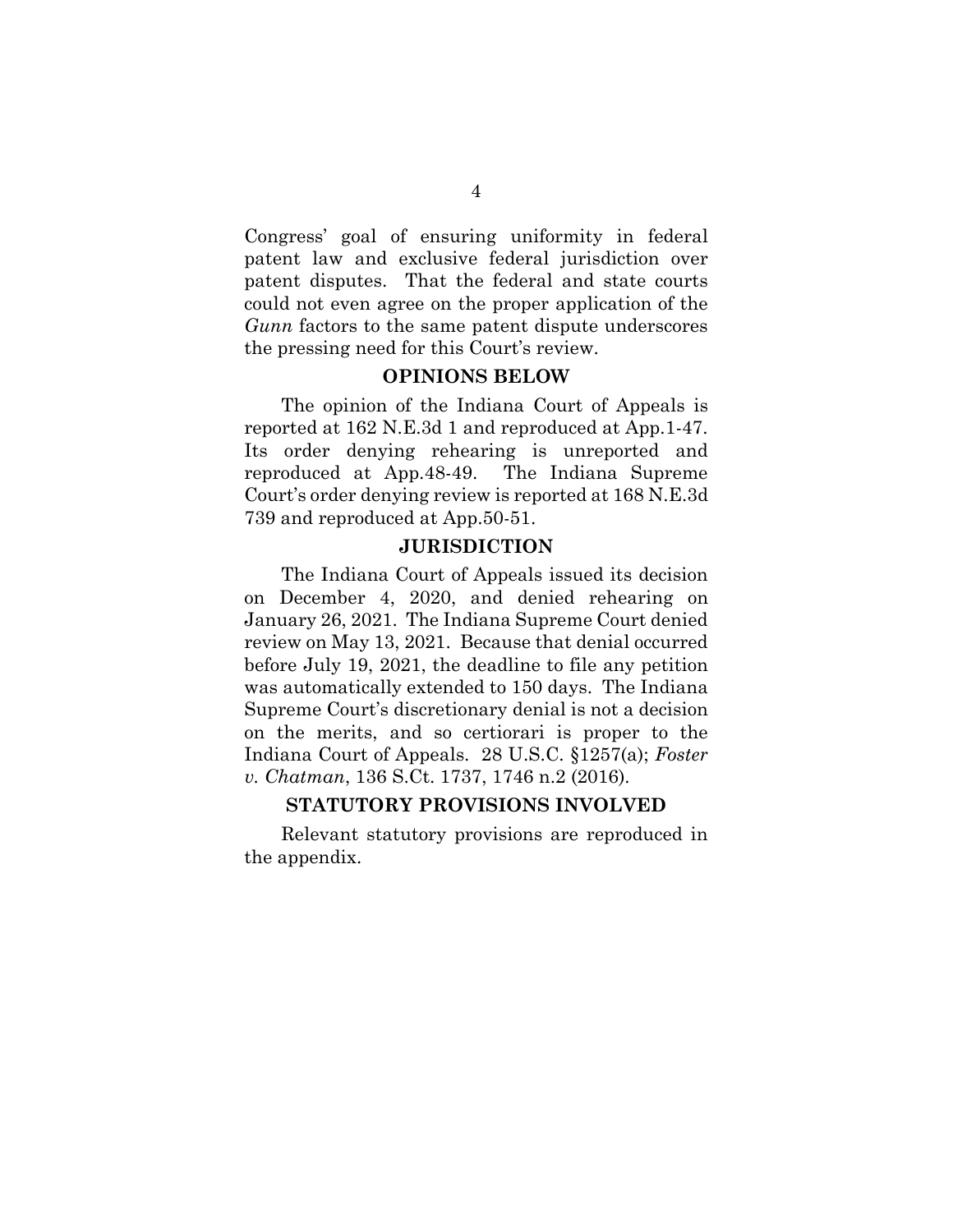Congress' goal of ensuring uniformity in federal patent law and exclusive federal jurisdiction over patent disputes. That the federal and state courts could not even agree on the proper application of the *Gunn* factors to the same patent dispute underscores the pressing need for this Court's review.

## OPINIONS BELOW

The opinion of the Indiana Court of Appeals is reported at 162 N.E.3d 1 and reproduced at App.1-47. Its order denying rehearing is unreported and reproduced at App.48-49. The Indiana Supreme Court's order denying review is reported at 168 N.E.3d 739 and reproduced at App.50-51.

## JURISDICTION

The Indiana Court of Appeals issued its decision on December 4, 2020, and denied rehearing on January 26, 2021. The Indiana Supreme Court denied review on May 13, 2021. Because that denial occurred before July 19, 2021, the deadline to file any petition was automatically extended to 150 days. The Indiana Supreme Court's discretionary denial is not a decision on the merits, and so certiorari is proper to the Indiana Court of Appeals. 28 U.S.C. §1257(a); *Foster v. Chatman*, 136 S.Ct. 1737, 1746 n.2 (2016).

## STATUTORY PROVISIONS INVOLVED

Relevant statutory provisions are reproduced in the appendix.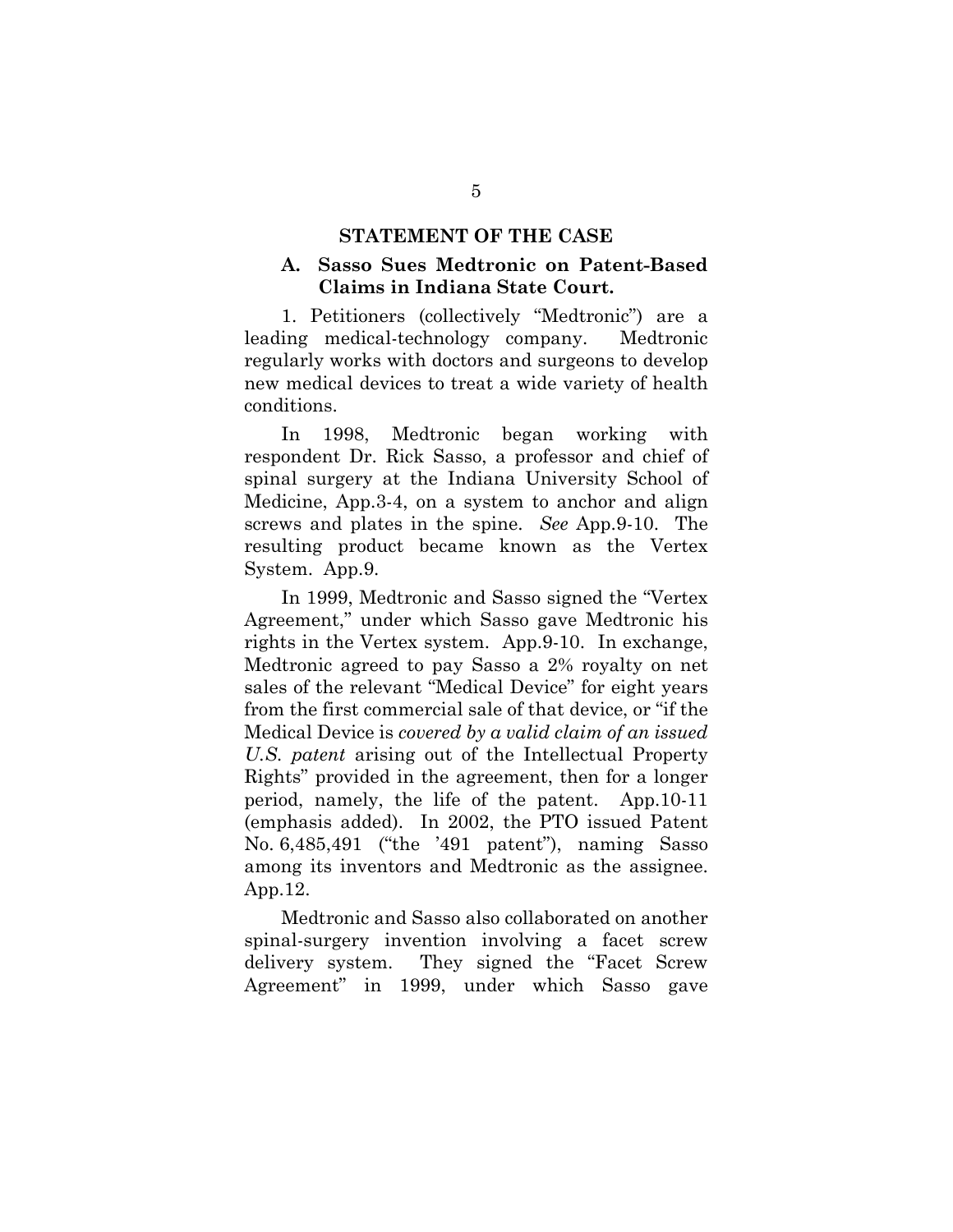## STATEMENT OF THE CASE

### A. Sasso Sues Medtronic on Patent-Based Claims in Indiana State Court.

1. Petitioners (collectively "Medtronic") are a leading medical-technology company. Medtronic regularly works with doctors and surgeons to develop new medical devices to treat a wide variety of health conditions.

In 1998, Medtronic began working with respondent Dr. Rick Sasso, a professor and chief of spinal surgery at the Indiana University School of Medicine, App.3-4, on a system to anchor and align screws and plates in the spine. *See* App.9-10. The resulting product became known as the Vertex System. App.9.

In 1999, Medtronic and Sasso signed the "Vertex Agreement," under which Sasso gave Medtronic his rights in the Vertex system. App.9-10. In exchange, Medtronic agreed to pay Sasso a 2% royalty on net sales of the relevant "Medical Device" for eight years from the first commercial sale of that device, or "if the Medical Device is *covered by a valid claim of an issued U.S. patent* arising out of the Intellectual Property Rights" provided in the agreement, then for a longer period, namely, the life of the patent. App.10-11 (emphasis added). In 2002, the PTO issued Patent No. 6,485,491 ("the '491 patent"), naming Sasso among its inventors and Medtronic as the assignee. App.12.

Medtronic and Sasso also collaborated on another spinal-surgery invention involving a facet screw delivery system. They signed the "Facet Screw Agreement" in 1999, under which Sasso gave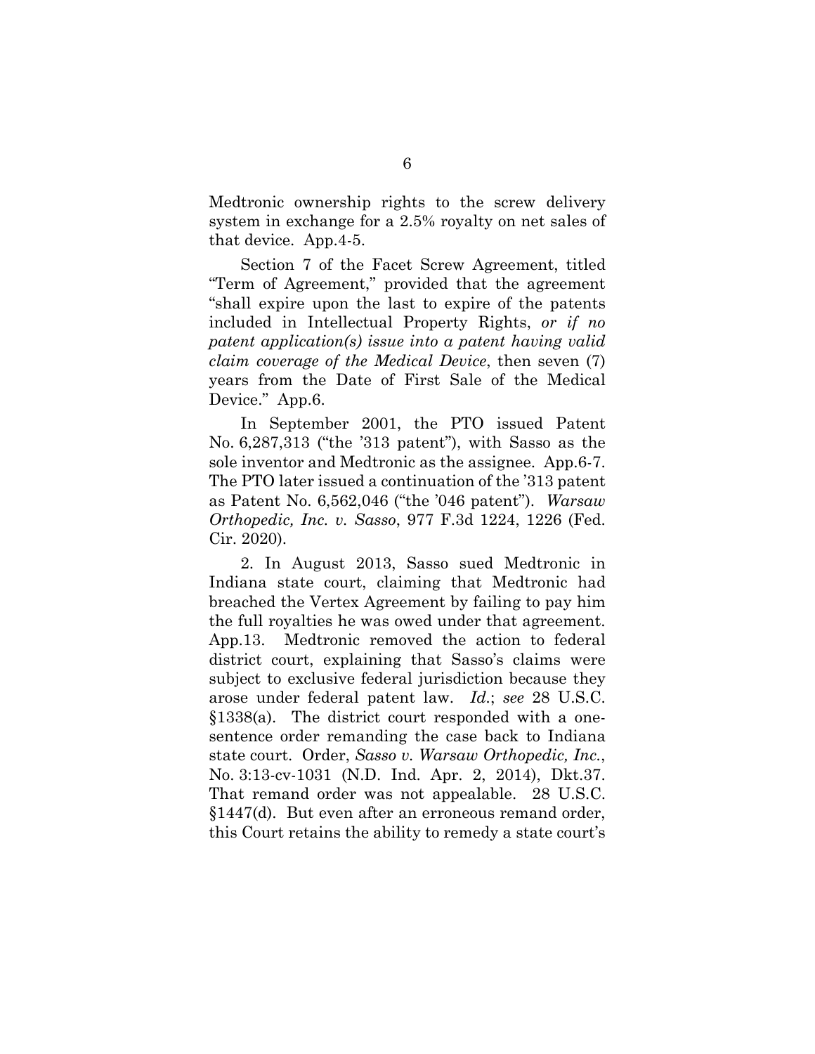Medtronic ownership rights to the screw delivery system in exchange for a 2.5% royalty on net sales of that device. App.4-5.

Section 7 of the Facet Screw Agreement, titled "Term of Agreement," provided that the agreement "shall expire upon the last to expire of the patents included in Intellectual Property Rights, *or if no patent application(s) issue into a patent having valid claim coverage of the Medical Device*, then seven (7) years from the Date of First Sale of the Medical Device." App.6.

In September 2001, the PTO issued Patent No. 6,287,313 ("the '313 patent"), with Sasso as the sole inventor and Medtronic as the assignee. App.6-7. The PTO later issued a continuation of the '313 patent as Patent No. 6,562,046 ("the '046 patent"). *Warsaw Orthopedic, Inc. v. Sasso*, 977 F.3d 1224, 1226 (Fed. Cir. 2020).

2. In August 2013, Sasso sued Medtronic in Indiana state court, claiming that Medtronic had breached the Vertex Agreement by failing to pay him the full royalties he was owed under that agreement. App.13. Medtronic removed the action to federal district court, explaining that Sasso's claims were subject to exclusive federal jurisdiction because they arose under federal patent law. *Id.*; *see* 28 U.S.C. §1338(a). The district court responded with a one-sentence order remanding the case back to Indiana state court. Order, *Sasso v. Warsaw Orthopedic, Inc.*, No. 3:13-cv-1031 (N.D. Ind. Apr. 2, 2014), Dkt.37. That remand order was not appealable. 28 U.S.C. §1447(d). But even after an erroneous remand order, this Court retains the ability to remedy a state court's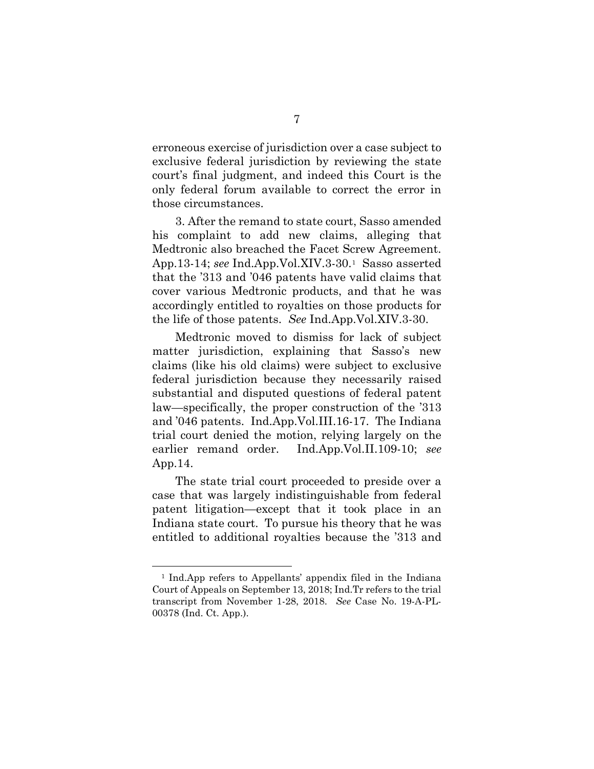erroneous exercise of jurisdiction over a case subject to exclusive federal jurisdiction by reviewing the state court's final judgment, and indeed this Court is the only federal forum available to correct the error in those circumstances.

3. After the remand to state court, Sasso amended his complaint to add new claims, alleging that Medtronic also breached the Facet Screw Agreement. App.13-14; *see* Ind.App.Vol.XIV.3-30.[1] Sasso asserted that the '313 and '046 patents have valid claims that cover various Medtronic products, and that he was accordingly entitled to royalties on those products for the life of those patents. *See* Ind.App.Vol.XIV.3-30.

Medtronic moved to dismiss for lack of subject matter jurisdiction, explaining that Sasso's new claims (like his old claims) were subject to exclusive federal jurisdiction because they necessarily raised substantial and disputed questions of federal patent law—specifically, the proper construction of the '313 and '046 patents. Ind.App.Vol.III.16-17. The Indiana trial court denied the motion, relying largely on the earlier remand order. Ind.App.Vol.II.109-10; *see* App.14.

The state trial court proceeded to preside over a case that was largely indistinguishable from federal patent litigation—except that it took place in an Indiana state court. To pursue his theory that he was entitled to additional royalties because the '313 and

---

[1] Ind.App refers to Appellants' appendix filed in the Indiana Court of Appeals on September 13, 2018; Ind.Tr refers to the trial transcript from November 1-28, 2018. *See* Case No. 19-A-PL-00378 (Ind. Ct. App.).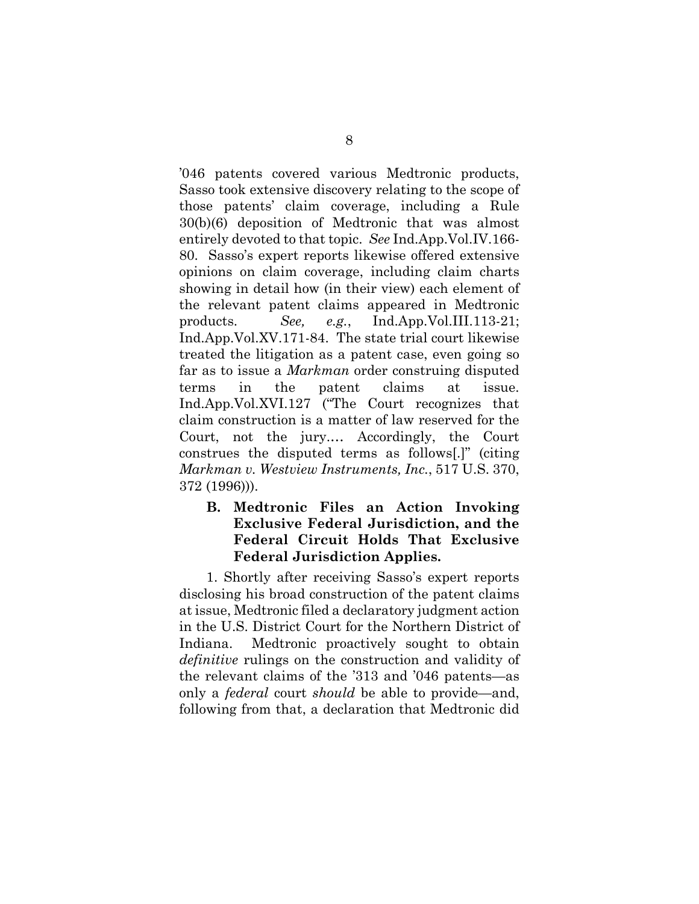'046 patents covered various Medtronic products, Sasso took extensive discovery relating to the scope of those patents' claim coverage, including a Rule 30(b)(6) deposition of Medtronic that was almost entirely devoted to that topic. *See* Ind.App.Vol.IV.166-80. Sasso's expert reports likewise offered extensive opinions on claim coverage, including claim charts showing in detail how (in their view) each element of the relevant patent claims appeared in Medtronic products. *See, e.g.*, Ind.App.Vol.III.113-21; Ind.App.Vol.XV.171-84. The state trial court likewise treated the litigation as a patent case, even going so far as to issue a *Markman* order construing disputed terms in the patent claims at issue. Ind.App.Vol.XVI.127 ("The Court recognizes that claim construction is a matter of law reserved for the Court, not the jury.… Accordingly, the Court construes the disputed terms as follows[.]" (citing *Markman v. Westview Instruments, Inc.*, 517 U.S. 370, 372 (1996))).

### B. Medtronic Files an Action Invoking Exclusive Federal Jurisdiction, and the Federal Circuit Holds That Exclusive Federal Jurisdiction Applies.

1. Shortly after receiving Sasso's expert reports disclosing his broad construction of the patent claims at issue, Medtronic filed a declaratory judgment action in the U.S. District Court for the Northern District of Indiana. Medtronic proactively sought to obtain *definitive* rulings on the construction and validity of the relevant claims of the '313 and '046 patents—as only a *federal* court *should* be able to provide—and, following from that, a declaration that Medtronic did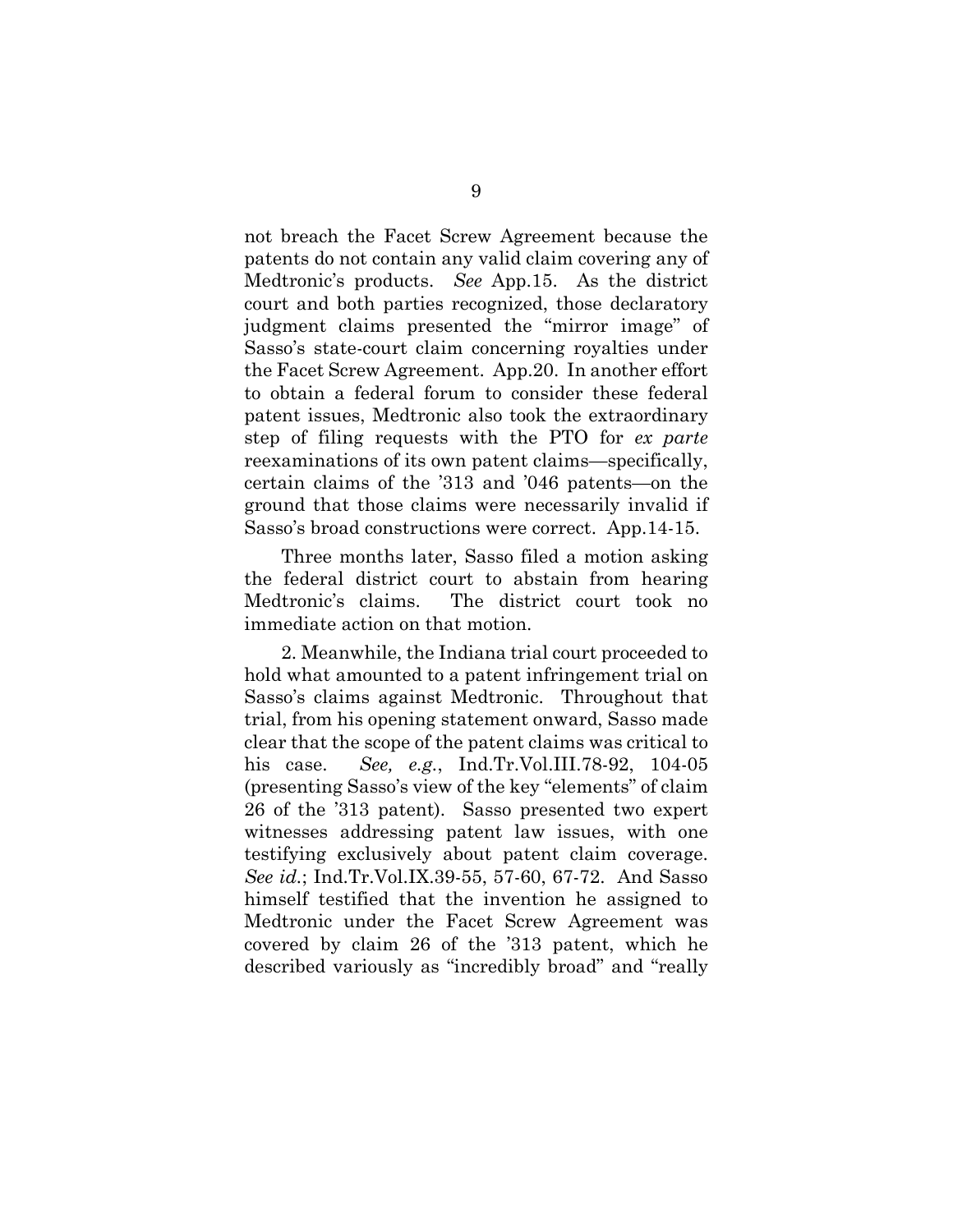not breach the Facet Screw Agreement because the patents do not contain any valid claim covering any of Medtronic's products. *See* App.15. As the district court and both parties recognized, those declaratory judgment claims presented the "mirror image" of Sasso's state-court claim concerning royalties under the Facet Screw Agreement. App.20. In another effort to obtain a federal forum to consider these federal patent issues, Medtronic also took the extraordinary step of filing requests with the PTO for *ex parte* reexaminations of its own patent claims—specifically, certain claims of the '313 and '046 patents—on the ground that those claims were necessarily invalid if Sasso's broad constructions were correct. App.14-15.

Three months later, Sasso filed a motion asking the federal district court to abstain from hearing Medtronic's claims. The district court took no immediate action on that motion.

2. Meanwhile, the Indiana trial court proceeded to hold what amounted to a patent infringement trial on Sasso's claims against Medtronic. Throughout that trial, from his opening statement onward, Sasso made clear that the scope of the patent claims was critical to his case. *See, e.g.*, Ind.Tr.Vol.III.78-92, 104-05 (presenting Sasso's view of the key "elements" of claim 26 of the '313 patent). Sasso presented two expert witnesses addressing patent law issues, with one testifying exclusively about patent claim coverage. *See id.*; Ind.Tr.Vol.IX.39-55, 57-60, 67-72. And Sasso himself testified that the invention he assigned to Medtronic under the Facet Screw Agreement was covered by claim 26 of the '313 patent, which he described variously as "incredibly broad" and "really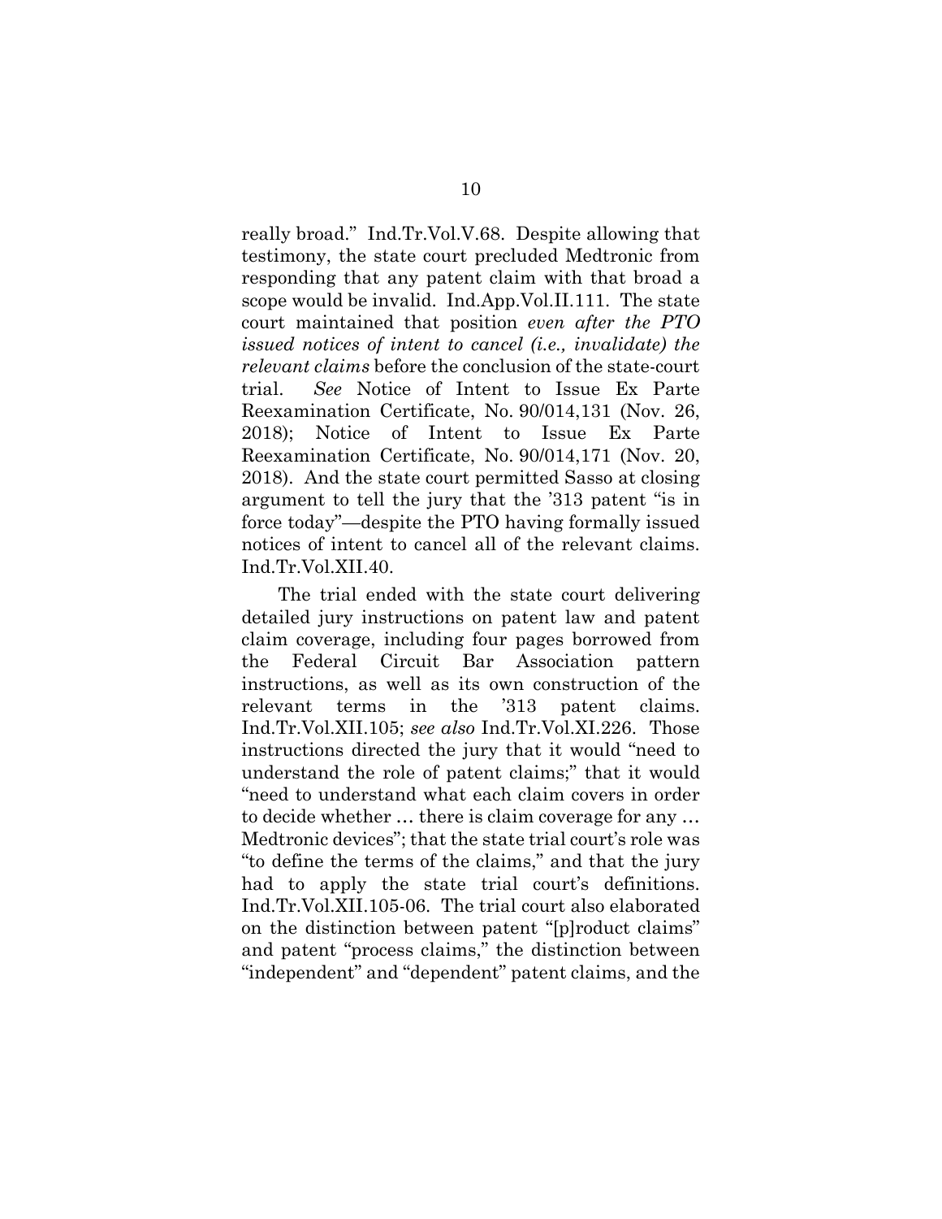really broad." Ind.Tr.Vol.V.68. Despite allowing that testimony, the state court precluded Medtronic from responding that any patent claim with that broad a scope would be invalid. Ind.App.Vol.II.111. The state court maintained that position *even after the PTO issued notices of intent to cancel (i.e., invalidate) the relevant claims* before the conclusion of the state-court trial. *See* Notice of Intent to Issue Ex Parte Reexamination Certificate, No. 90/014,131 (Nov. 26, 2018); Notice of Intent to Issue Ex Parte Reexamination Certificate, No. 90/014,171 (Nov. 20, 2018). And the state court permitted Sasso at closing argument to tell the jury that the '313 patent "is in force today"—despite the PTO having formally issued notices of intent to cancel all of the relevant claims. Ind.Tr.Vol.XII.40.

The trial ended with the state court delivering detailed jury instructions on patent law and patent claim coverage, including four pages borrowed from the Federal Circuit Bar Association pattern instructions, as well as its own construction of the relevant terms in the '313 patent claims. Ind.Tr.Vol.XII.105; *see also* Ind.Tr.Vol.XI.226. Those instructions directed the jury that it would "need to understand the role of patent claims;" that it would "need to understand what each claim covers in order to decide whether … there is claim coverage for any … Medtronic devices"; that the state trial court's role was "to define the terms of the claims," and that the jury had to apply the state trial court's definitions. Ind.Tr.Vol.XII.105-06. The trial court also elaborated on the distinction between patent "[p]roduct claims" and patent "process claims," the distinction between "independent" and "dependent" patent claims, and the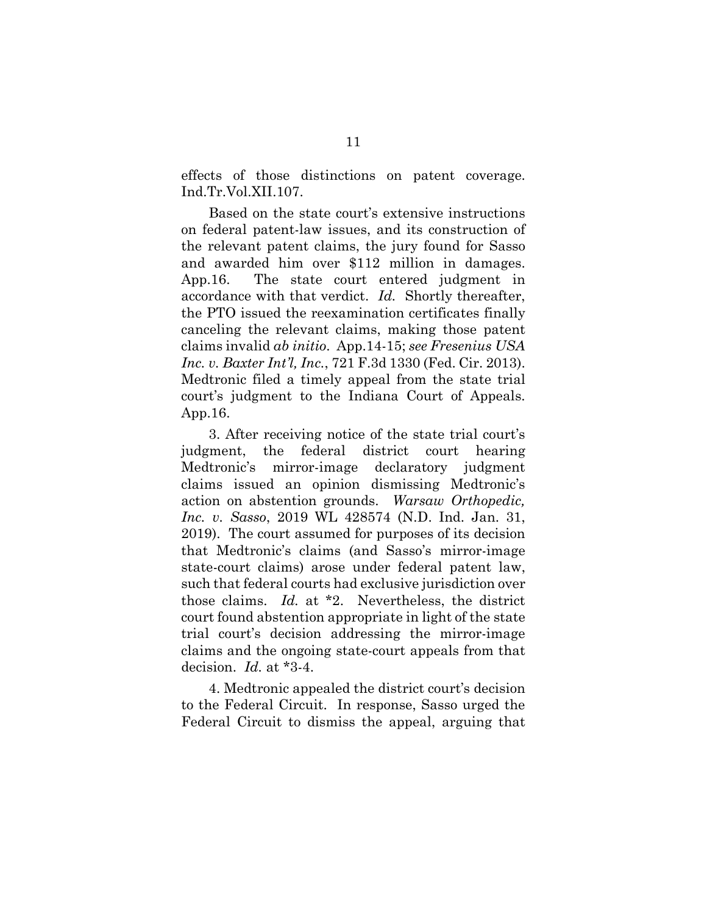effects of those distinctions on patent coverage. Ind.Tr.Vol.XII.107.

Based on the state court's extensive instructions on federal patent-law issues, and its construction of the relevant patent claims, the jury found for Sasso and awarded him over $112 million in damages. App.16. The state court entered judgment in accordance with that verdict. *Id.* Shortly thereafter, the PTO issued the reexamination certificates finally canceling the relevant claims, making those patent claims invalid *ab initio*. App.14-15; *see Fresenius USA Inc. v. Baxter Int'l, Inc.*, 721 F.3d 1330 (Fed. Cir. 2013). Medtronic filed a timely appeal from the state trial court's judgment to the Indiana Court of Appeals. App.16.

3. After receiving notice of the state trial court's judgment, the federal district court hearing Medtronic's mirror-image declaratory judgment claims issued an opinion dismissing Medtronic's action on abstention grounds. *Warsaw Orthopedic, Inc. v. Sasso*, 2019 WL 428574 (N.D. Ind. Jan. 31, 2019). The court assumed for purposes of its decision that Medtronic's claims (and Sasso's mirror-image state-court claims) arose under federal patent law, such that federal courts had exclusive jurisdiction over those claims. *Id.* at *2. Nevertheless, the district court found abstention appropriate in light of the state trial court's decision addressing the mirror-image claims and the ongoing state-court appeals from that decision. *Id.* at *3-4.

4. Medtronic appealed the district court's decision to the Federal Circuit. In response, Sasso urged the Federal Circuit to dismiss the appeal, arguing that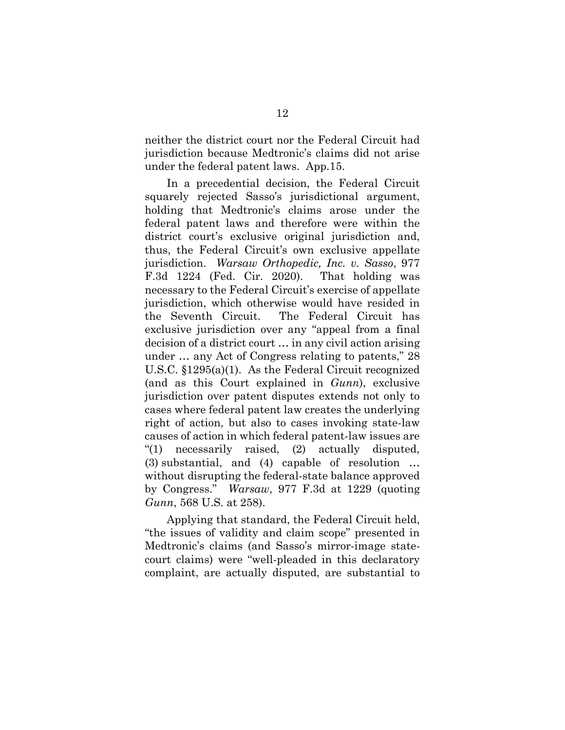neither the district court nor the Federal Circuit had jurisdiction because Medtronic's claims did not arise under the federal patent laws. App.15.

In a precedential decision, the Federal Circuit squarely rejected Sasso's jurisdictional argument, holding that Medtronic's claims arose under the federal patent laws and therefore were within the district court's exclusive original jurisdiction and, thus, the Federal Circuit's own exclusive appellate jurisdiction. *Warsaw Orthopedic, Inc. v. Sasso*, 977 F.3d 1224 (Fed. Cir. 2020). That holding was necessary to the Federal Circuit's exercise of appellate jurisdiction, which otherwise would have resided in the Seventh Circuit. The Federal Circuit has exclusive jurisdiction over any "appeal from a final decision of a district court … in any civil action arising under … any Act of Congress relating to patents," 28 U.S.C. §1295(a)(1). As the Federal Circuit recognized (and as this Court explained in *Gunn*), exclusive jurisdiction over patent disputes extends not only to cases where federal patent law creates the underlying right of action, but also to cases invoking state-law causes of action in which federal patent-law issues are "(1) necessarily raised, (2) actually disputed, (3) substantial, and (4) capable of resolution … without disrupting the federal-state balance approved by Congress." *Warsaw*, 977 F.3d at 1229 (quoting *Gunn*, 568 U.S. at 258).

Applying that standard, the Federal Circuit held, "the issues of validity and claim scope" presented in Medtronic's claims (and Sasso's mirror-image state-court claims) were "well-pleaded in this declaratory complaint, are actually disputed, are substantial to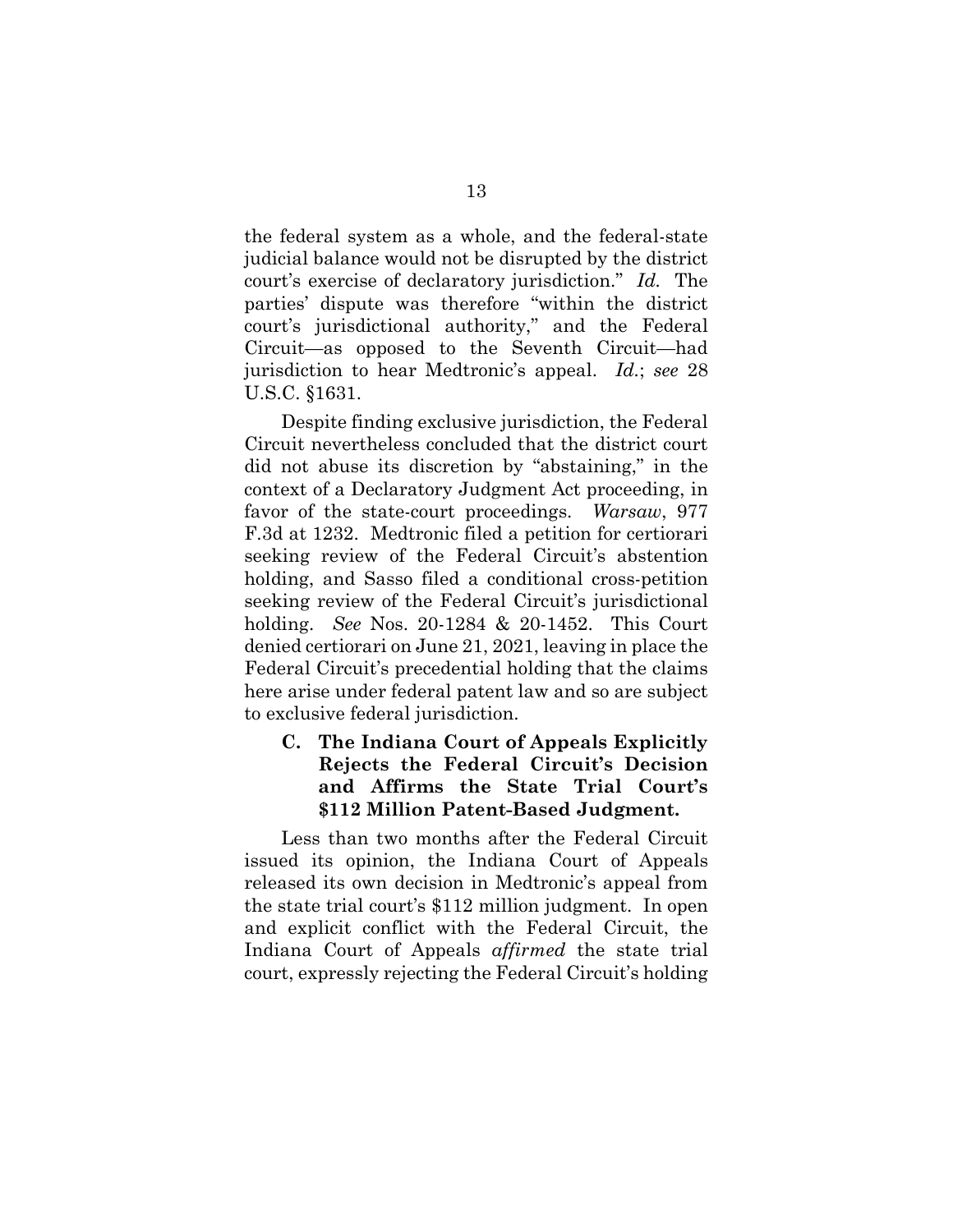the federal system as a whole, and the federal-state judicial balance would not be disrupted by the district court's exercise of declaratory jurisdiction." *Id.* The parties' dispute was therefore "within the district court's jurisdictional authority," and the Federal Circuit—as opposed to the Seventh Circuit—had jurisdiction to hear Medtronic's appeal. *Id.*; *see* 28 U.S.C. §1631.

Despite finding exclusive jurisdiction, the Federal Circuit nevertheless concluded that the district court did not abuse its discretion by "abstaining," in the context of a Declaratory Judgment Act proceeding, in favor of the state-court proceedings. *Warsaw*, 977 F.3d at 1232. Medtronic filed a petition for certiorari seeking review of the Federal Circuit's abstention holding, and Sasso filed a conditional cross-petition seeking review of the Federal Circuit's jurisdictional holding. *See* Nos. 20-1284 & 20-1452. This Court denied certiorari on June 21, 2021, leaving in place the Federal Circuit's precedential holding that the claims here arise under federal patent law and so are subject to exclusive federal jurisdiction.

### C. The Indiana Court of Appeals Explicitly Rejects the Federal Circuit's Decision and Affirms the State Trial Court's $112 Million Patent-Based Judgment.

Less than two months after the Federal Circuit issued its opinion, the Indiana Court of Appeals released its own decision in Medtronic's appeal from the state trial court's $112 million judgment. In open and explicit conflict with the Federal Circuit, the Indiana Court of Appeals *affirmed* the state trial court, expressly rejecting the Federal Circuit's holding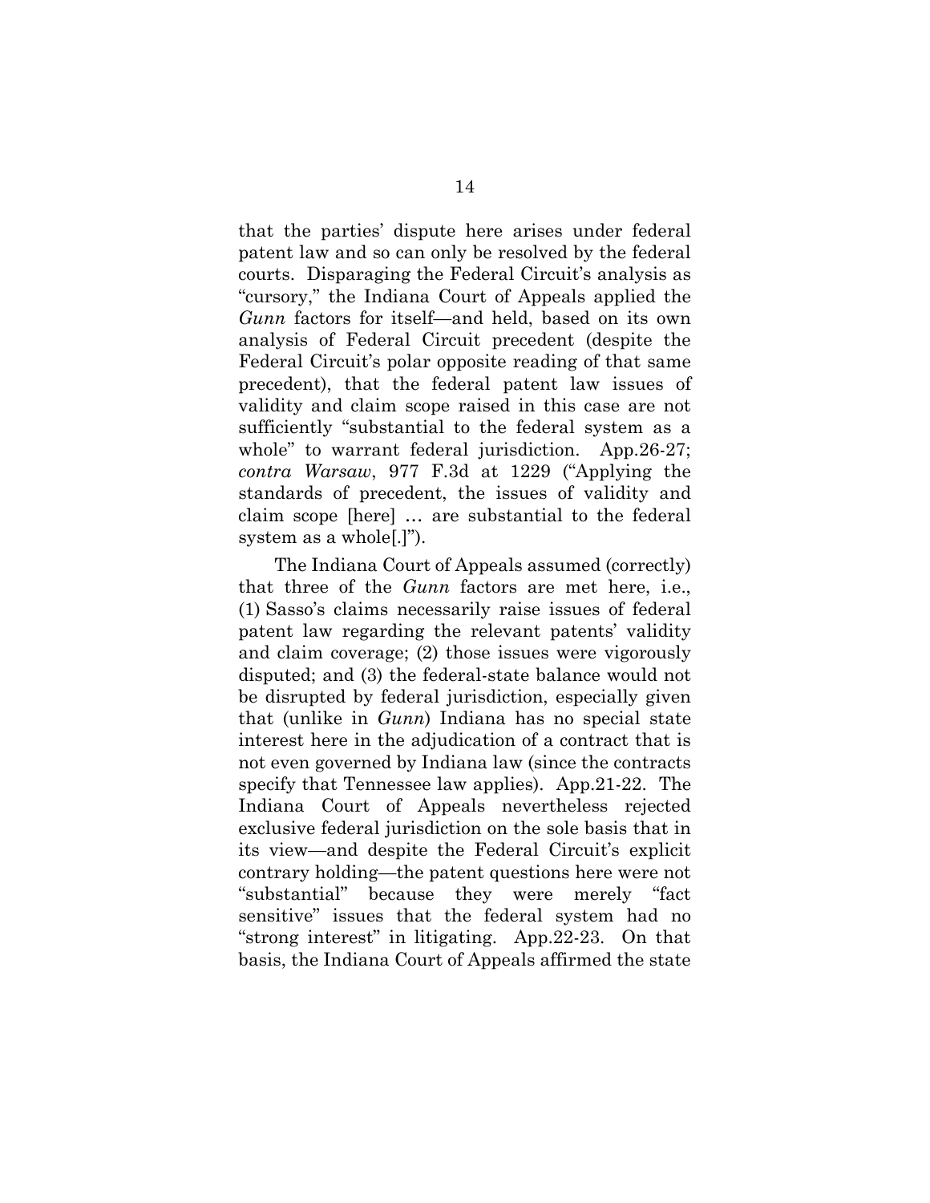that the parties' dispute here arises under federal patent law and so can only be resolved by the federal courts. Disparaging the Federal Circuit's analysis as "cursory," the Indiana Court of Appeals applied the *Gunn* factors for itself—and held, based on its own analysis of Federal Circuit precedent (despite the Federal Circuit's polar opposite reading of that same precedent), that the federal patent law issues of validity and claim scope raised in this case are not sufficiently "substantial to the federal system as a whole" to warrant federal jurisdiction. App.26-27; *contra Warsaw*, 977 F.3d at 1229 ("Applying the standards of precedent, the issues of validity and claim scope [here] … are substantial to the federal system as a whole[.]").

The Indiana Court of Appeals assumed (correctly) that three of the *Gunn* factors are met here, i.e., (1) Sasso's claims necessarily raise issues of federal patent law regarding the relevant patents' validity and claim coverage; (2) those issues were vigorously disputed; and (3) the federal-state balance would not be disrupted by federal jurisdiction, especially given that (unlike in *Gunn*) Indiana has no special state interest here in the adjudication of a contract that is not even governed by Indiana law (since the contracts specify that Tennessee law applies). App.21-22. The Indiana Court of Appeals nevertheless rejected exclusive federal jurisdiction on the sole basis that in its view—and despite the Federal Circuit's explicit contrary holding—the patent questions here were not "substantial" because they were merely "fact sensitive" issues that the federal system had no "strong interest" in litigating. App.22-23. On that basis, the Indiana Court of Appeals affirmed the state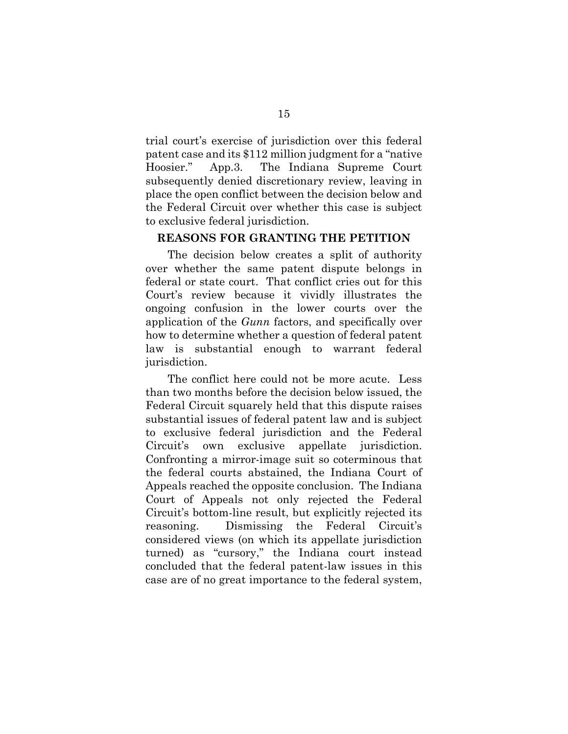trial court's exercise of jurisdiction over this federal patent case and its $112 million judgment for a "native Hoosier." App.3. The Indiana Supreme Court subsequently denied discretionary review, leaving in place the open conflict between the decision below and the Federal Circuit over whether this case is subject to exclusive federal jurisdiction.

## REASONS FOR GRANTING THE PETITION

The decision below creates a split of authority over whether the same patent dispute belongs in federal or state court. That conflict cries out for this Court's review because it vividly illustrates the ongoing confusion in the lower courts over the application of the *Gunn* factors, and specifically over how to determine whether a question of federal patent law is substantial enough to warrant federal jurisdiction.

The conflict here could not be more acute. Less than two months before the decision below issued, the Federal Circuit squarely held that this dispute raises substantial issues of federal patent law and is subject to exclusive federal jurisdiction and the Federal Circuit's own exclusive appellate jurisdiction. Confronting a mirror-image suit so coterminous that the federal courts abstained, the Indiana Court of Appeals reached the opposite conclusion. The Indiana Court of Appeals not only rejected the Federal Circuit's bottom-line result, but explicitly rejected its reasoning. Dismissing the Federal Circuit's considered views (on which its appellate jurisdiction turned) as "cursory," the Indiana court instead concluded that the federal patent-law issues in this case are of no great importance to the federal system,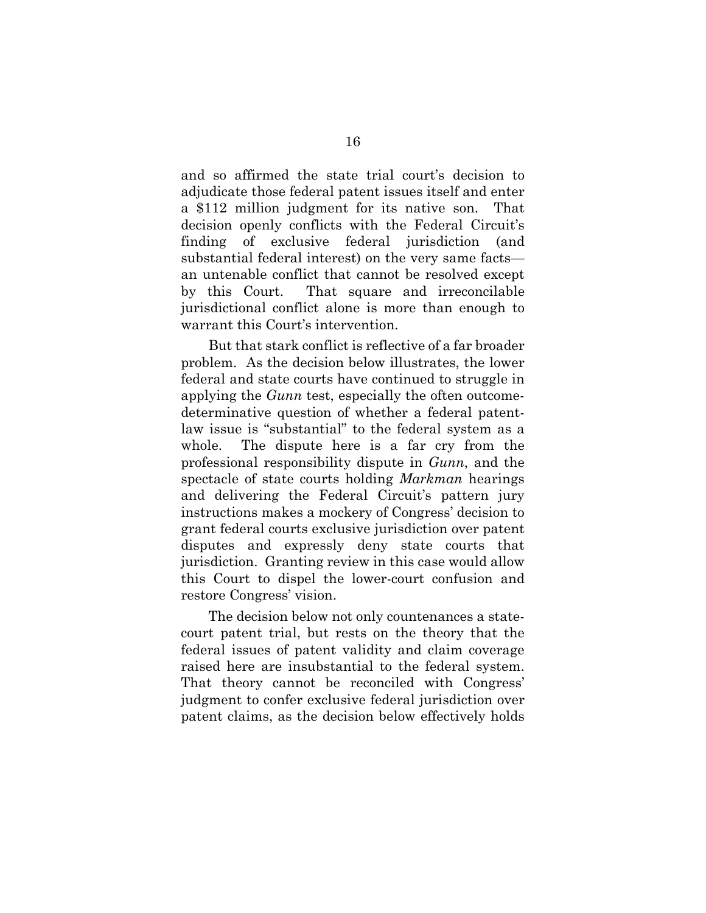and so affirmed the state trial court's decision to adjudicate those federal patent issues itself and enter a $112 million judgment for its native son. That decision openly conflicts with the Federal Circuit's finding of exclusive federal jurisdiction (and substantial federal interest) on the very same facts—an untenable conflict that cannot be resolved except by this Court. That square and irreconcilable jurisdictional conflict alone is more than enough to warrant this Court's intervention.

But that stark conflict is reflective of a far broader problem. As the decision below illustrates, the lower federal and state courts have continued to struggle in applying the *Gunn* test, especially the often outcome-determinative question of whether a federal patent-law issue is "substantial" to the federal system as a whole. The dispute here is a far cry from the professional responsibility dispute in *Gunn*, and the spectacle of state courts holding *Markman* hearings and delivering the Federal Circuit's pattern jury instructions makes a mockery of Congress' decision to grant federal courts exclusive jurisdiction over patent disputes and expressly deny state courts that jurisdiction. Granting review in this case would allow this Court to dispel the lower-court confusion and restore Congress' vision.

The decision below not only countenances a state-court patent trial, but rests on the theory that the federal issues of patent validity and claim coverage raised here are insubstantial to the federal system. That theory cannot be reconciled with Congress' judgment to confer exclusive federal jurisdiction over patent claims, as the decision below effectively holds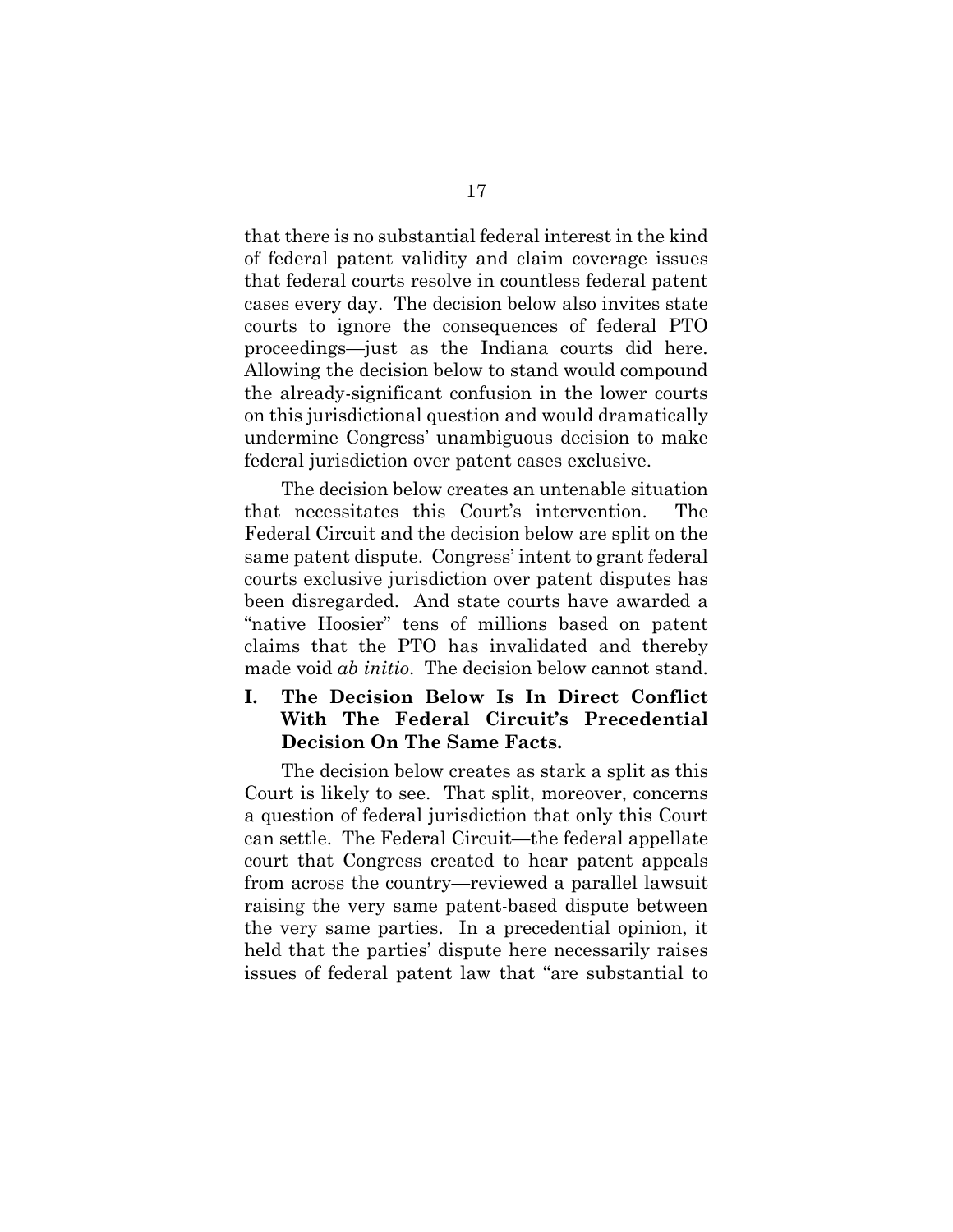that there is no substantial federal interest in the kind of federal patent validity and claim coverage issues that federal courts resolve in countless federal patent cases every day. The decision below also invites state courts to ignore the consequences of federal PTO proceedings—just as the Indiana courts did here. Allowing the decision below to stand would compound the already-significant confusion in the lower courts on this jurisdictional question and would dramatically undermine Congress' unambiguous decision to make federal jurisdiction over patent cases exclusive.

The decision below creates an untenable situation that necessitates this Court's intervention. The Federal Circuit and the decision below are split on the same patent dispute. Congress' intent to grant federal courts exclusive jurisdiction over patent disputes has been disregarded. And state courts have awarded a "native Hoosier" tens of millions based on patent claims that the PTO has invalidated and thereby made void *ab initio*. The decision below cannot stand.

## I. The Decision Below Is In Direct Conflict With The Federal Circuit's Precedential Decision On The Same Facts.

The decision below creates as stark a split as this Court is likely to see. That split, moreover, concerns a question of federal jurisdiction that only this Court can settle. The Federal Circuit—the federal appellate court that Congress created to hear patent appeals from across the country—reviewed a parallel lawsuit raising the very same patent-based dispute between the very same parties. In a precedential opinion, it held that the parties' dispute here necessarily raises issues of federal patent law that "are substantial to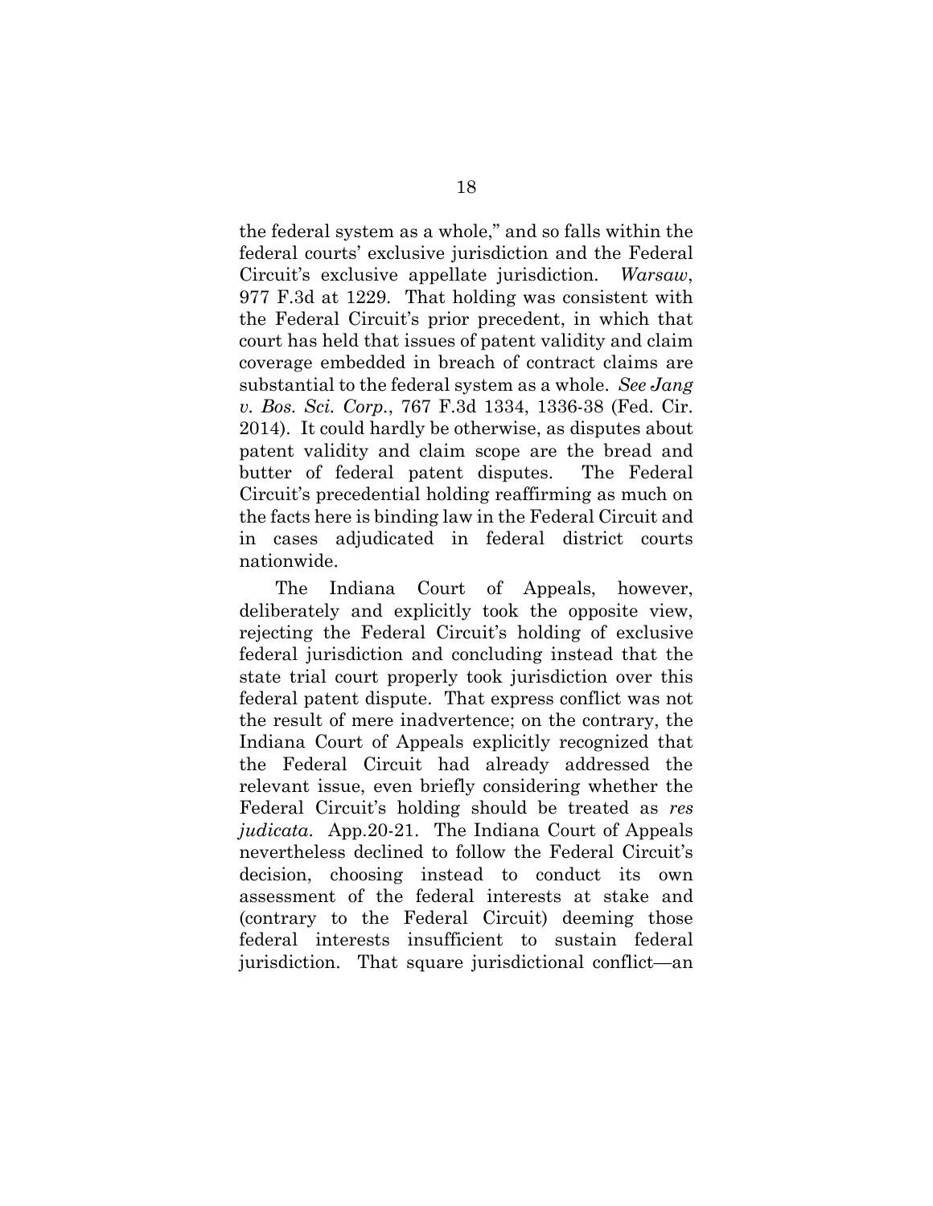the federal system as a whole," and so falls within the federal courts' exclusive jurisdiction and the Federal Circuit's exclusive appellate jurisdiction. *Warsaw*, 977 F.3d at 1229. That holding was consistent with the Federal Circuit's prior precedent, in which that court has held that issues of patent validity and claim coverage embedded in breach of contract claims are substantial to the federal system as a whole. *See Jang v. Bos. Sci. Corp.*, 767 F.3d 1334, 1336-38 (Fed. Cir. 2014). It could hardly be otherwise, as disputes about patent validity and claim scope are the bread and butter of federal patent disputes. The Federal Circuit's precedential holding reaffirming as much on the facts here is binding law in the Federal Circuit and in cases adjudicated in federal district courts nationwide.

The Indiana Court of Appeals, however, deliberately and explicitly took the opposite view, rejecting the Federal Circuit's holding of exclusive federal jurisdiction and concluding instead that the state trial court properly took jurisdiction over this federal patent dispute. That express conflict was not the result of mere inadvertence; on the contrary, the Indiana Court of Appeals explicitly recognized that the Federal Circuit had already addressed the relevant issue, even briefly considering whether the Federal Circuit's holding should be treated as *res judicata*. App.20-21. The Indiana Court of Appeals nevertheless declined to follow the Federal Circuit's decision, choosing instead to conduct its own assessment of the federal interests at stake and (contrary to the Federal Circuit) deeming those federal interests insufficient to sustain federal jurisdiction. That square jurisdictional conflict—an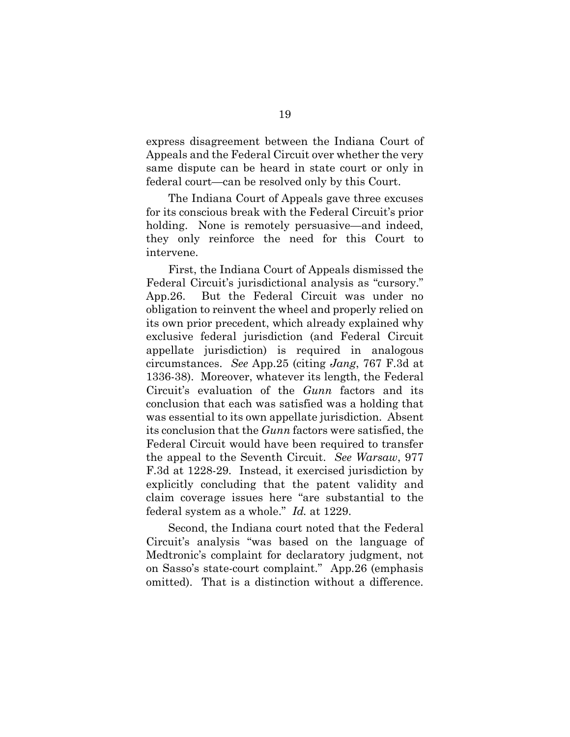express disagreement between the Indiana Court of Appeals and the Federal Circuit over whether the very same dispute can be heard in state court or only in federal court—can be resolved only by this Court.

The Indiana Court of Appeals gave three excuses for its conscious break with the Federal Circuit's prior holding. None is remotely persuasive—and indeed, they only reinforce the need for this Court to intervene.

First, the Indiana Court of Appeals dismissed the Federal Circuit's jurisdictional analysis as "cursory." App.26. But the Federal Circuit was under no obligation to reinvent the wheel and properly relied on its own prior precedent, which already explained why exclusive federal jurisdiction (and Federal Circuit appellate jurisdiction) is required in analogous circumstances. *See* App.25 (citing *Jang*, 767 F.3d at 1336-38). Moreover, whatever its length, the Federal Circuit's evaluation of the *Gunn* factors and its conclusion that each was satisfied was a holding that was essential to its own appellate jurisdiction. Absent its conclusion that the *Gunn* factors were satisfied, the Federal Circuit would have been required to transfer the appeal to the Seventh Circuit. *See Warsaw*, 977 F.3d at 1228-29. Instead, it exercised jurisdiction by explicitly concluding that the patent validity and claim coverage issues here "are substantial to the federal system as a whole." *Id.* at 1229.

Second, the Indiana court noted that the Federal Circuit's analysis "was based on the language of Medtronic's complaint for declaratory judgment, not on Sasso's state-court complaint." App.26 (emphasis omitted). That is a distinction without a difference.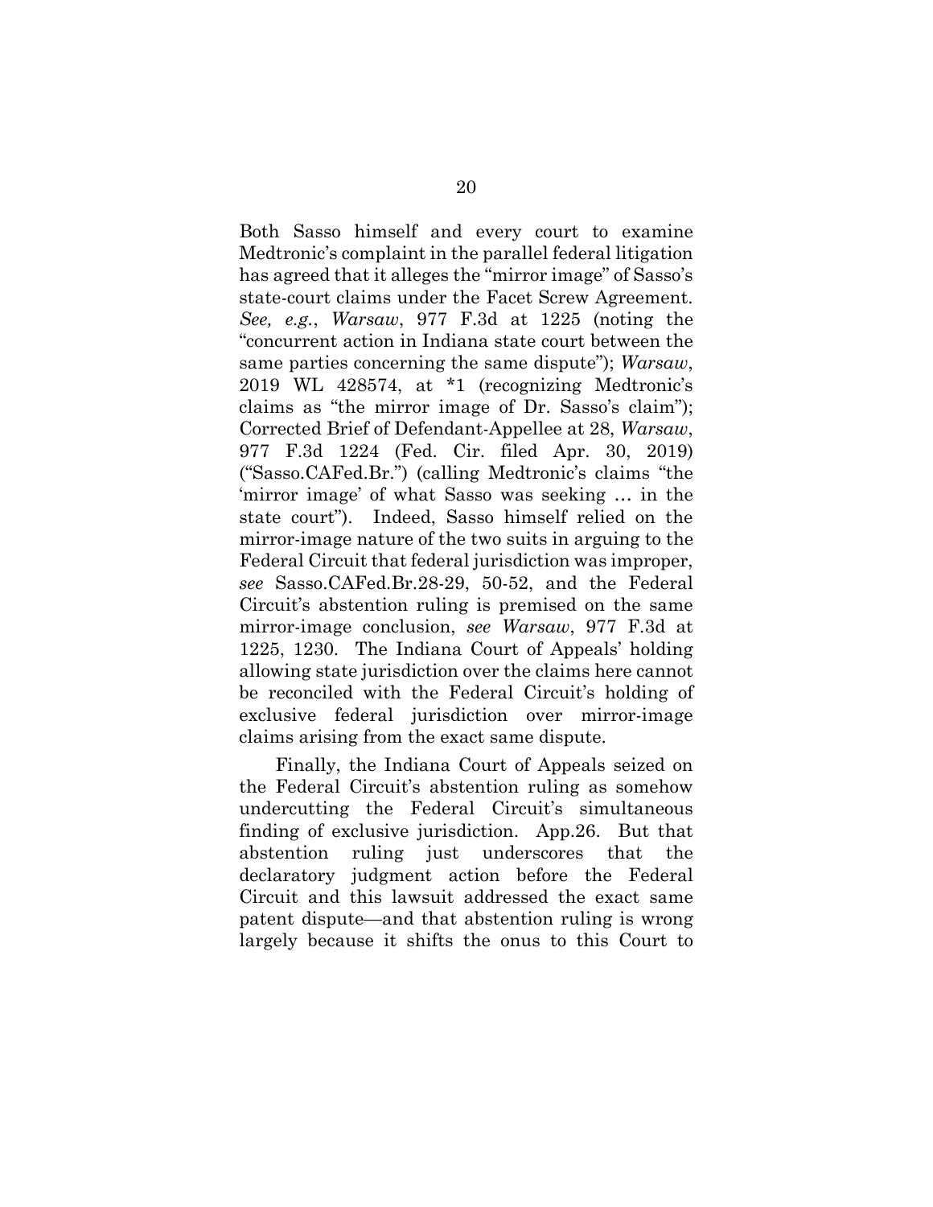Both Sasso himself and every court to examine Medtronic's complaint in the parallel federal litigation has agreed that it alleges the "mirror image" of Sasso's state-court claims under the Facet Screw Agreement. *See, e.g.*, *Warsaw*, 977 F.3d at 1225 (noting the "concurrent action in Indiana state court between the same parties concerning the same dispute"); *Warsaw*, 2019 WL 428574, at *1 (recognizing Medtronic's claims as "the mirror image of Dr. Sasso's claim"); Corrected Brief of Defendant-Appellee at 28, *Warsaw*, 977 F.3d 1224 (Fed. Cir. filed Apr. 30, 2019) ("Sasso.CAFed.Br.") (calling Medtronic's claims "the 'mirror image' of what Sasso was seeking … in the state court"). Indeed, Sasso himself relied on the mirror-image nature of the two suits in arguing to the Federal Circuit that federal jurisdiction was improper, *see* Sasso.CAFed.Br.28-29, 50-52, and the Federal Circuit's abstention ruling is premised on the same mirror-image conclusion, *see Warsaw*, 977 F.3d at 1225, 1230. The Indiana Court of Appeals' holding allowing state jurisdiction over the claims here cannot be reconciled with the Federal Circuit's holding of exclusive federal jurisdiction over mirror-image claims arising from the exact same dispute.

Finally, the Indiana Court of Appeals seized on the Federal Circuit's abstention ruling as somehow undercutting the Federal Circuit's simultaneous finding of exclusive jurisdiction. App.26. But that abstention ruling just underscores that the declaratory judgment action before the Federal Circuit and this lawsuit addressed the exact same patent dispute—and that abstention ruling is wrong largely because it shifts the onus to this Court to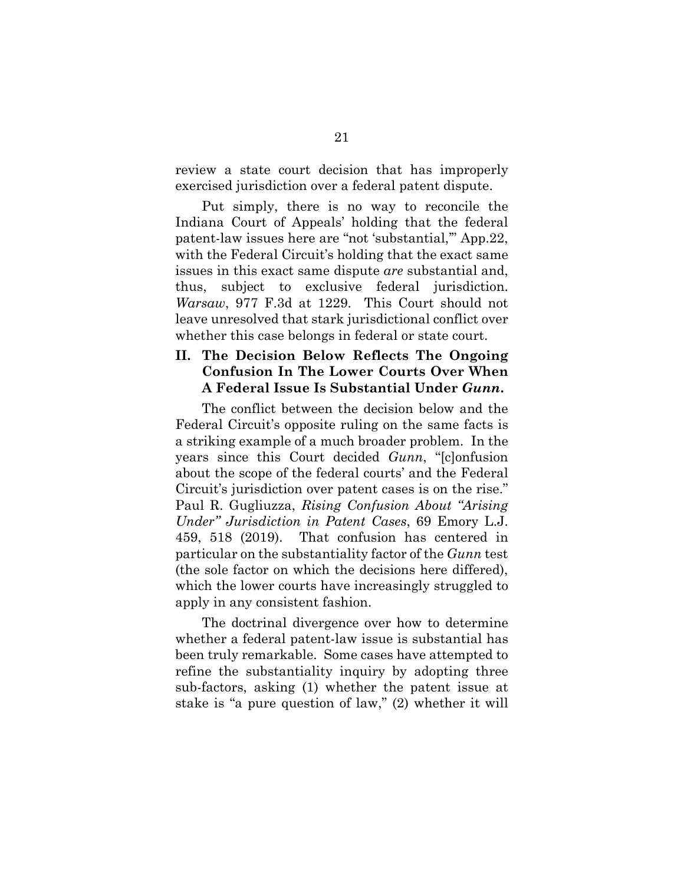review a state court decision that has improperly exercised jurisdiction over a federal patent dispute.

Put simply, there is no way to reconcile the Indiana Court of Appeals' holding that the federal patent-law issues here are "not 'substantial,'" App.22, with the Federal Circuit's holding that the exact same issues in this exact same dispute *are* substantial and, thus, subject to exclusive federal jurisdiction. *Warsaw*, 977 F.3d at 1229. This Court should not leave unresolved that stark jurisdictional conflict over whether this case belongs in federal or state court.

## II. The Decision Below Reflects The Ongoing Confusion In The Lower Courts Over When A Federal Issue Is Substantial Under *Gunn*.

The conflict between the decision below and the Federal Circuit's opposite ruling on the same facts is a striking example of a much broader problem. In the years since this Court decided *Gunn*, "[c]onfusion about the scope of the federal courts' and the Federal Circuit's jurisdiction over patent cases is on the rise." Paul R. Gugliuzza, *Rising Confusion About "Arising Under" Jurisdiction in Patent Cases*, 69 Emory L.J. 459, 518 (2019). That confusion has centered in particular on the substantiality factor of the *Gunn* test (the sole factor on which the decisions here differed), which the lower courts have increasingly struggled to apply in any consistent fashion.

The doctrinal divergence over how to determine whether a federal patent-law issue is substantial has been truly remarkable. Some cases have attempted to refine the substantiality inquiry by adopting three sub-factors, asking (1) whether the patent issue at stake is "a pure question of law," (2) whether it will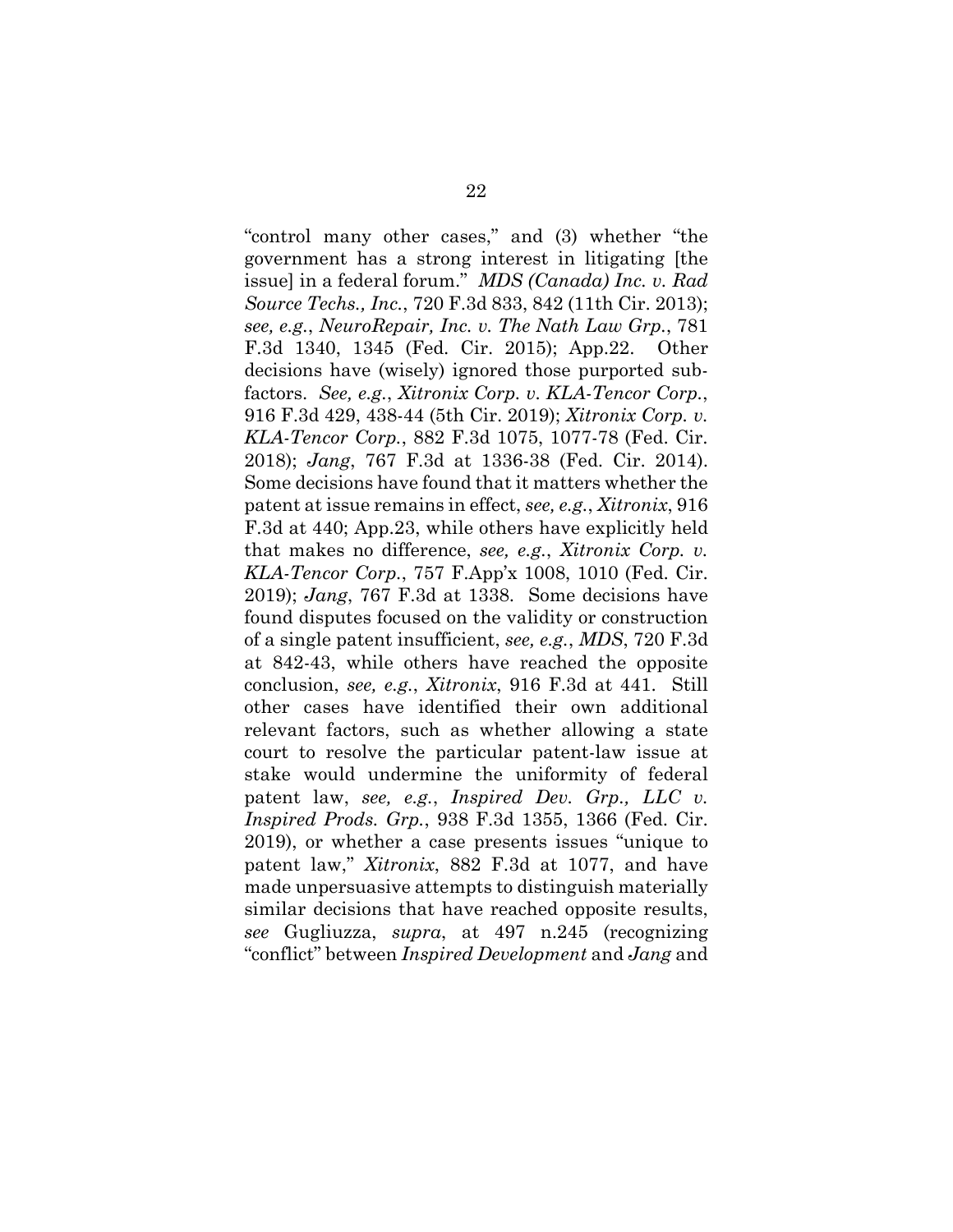"control many other cases," and (3) whether "the government has a strong interest in litigating [the issue] in a federal forum." *MDS (Canada) Inc. v. Rad Source Techs., Inc.*, 720 F.3d 833, 842 (11th Cir. 2013); *see, e.g.*, *NeuroRepair, Inc. v. The Nath Law Grp.*, 781 F.3d 1340, 1345 (Fed. Cir. 2015); App.22. Other decisions have (wisely) ignored those purported sub-factors. *See, e.g.*, *Xitronix Corp. v. KLA-Tencor Corp.*, 916 F.3d 429, 438-44 (5th Cir. 2019); *Xitronix Corp. v. KLA-Tencor Corp.*, 882 F.3d 1075, 1077-78 (Fed. Cir. 2018); *Jang*, 767 F.3d at 1336-38 (Fed. Cir. 2014). Some decisions have found that it matters whether the patent at issue remains in effect, *see, e.g.*, *Xitronix*, 916 F.3d at 440; App.23, while others have explicitly held that makes no difference, *see, e.g.*, *Xitronix Corp. v. KLA-Tencor Corp.*, 757 F.App'x 1008, 1010 (Fed. Cir. 2019); *Jang*, 767 F.3d at 1338. Some decisions have found disputes focused on the validity or construction of a single patent insufficient, *see, e.g.*, *MDS*, 720 F.3d at 842-43, while others have reached the opposite conclusion, *see, e.g.*, *Xitronix*, 916 F.3d at 441. Still other cases have identified their own additional relevant factors, such as whether allowing a state court to resolve the particular patent-law issue at stake would undermine the uniformity of federal patent law, *see, e.g.*, *Inspired Dev. Grp., LLC v. Inspired Prods. Grp.*, 938 F.3d 1355, 1366 (Fed. Cir. 2019), or whether a case presents issues "unique to patent law," *Xitronix*, 882 F.3d at 1077, and have made unpersuasive attempts to distinguish materially similar decisions that have reached opposite results, *see* Gugliuzza, *supra*, at 497 n.245 (recognizing "conflict" between *Inspired Development* and *Jang* and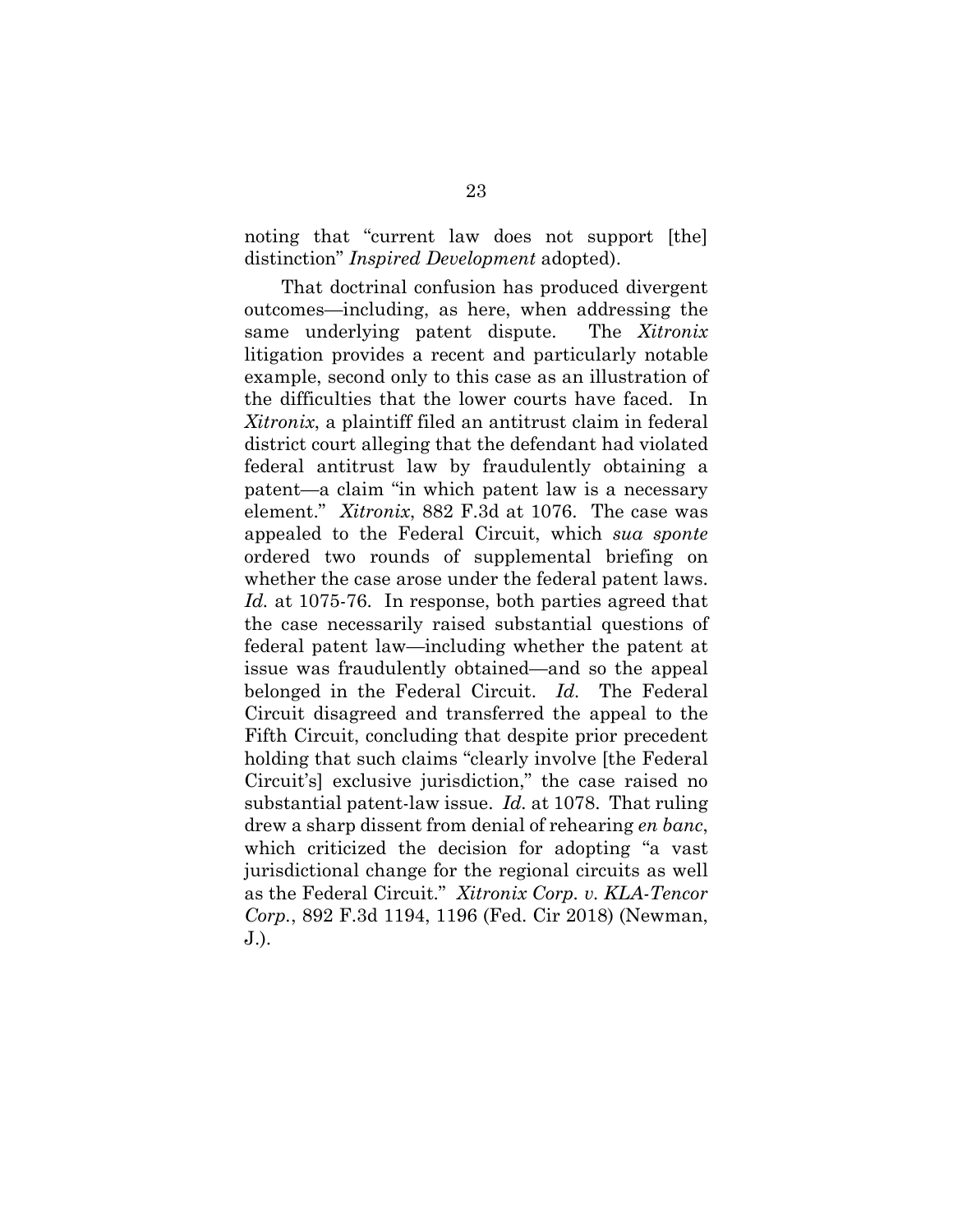noting that "current law does not support [the] distinction" *Inspired Development* adopted).

That doctrinal confusion has produced divergent outcomes—including, as here, when addressing the same underlying patent dispute. The *Xitronix* litigation provides a recent and particularly notable example, second only to this case as an illustration of the difficulties that the lower courts have faced. In *Xitronix*, a plaintiff filed an antitrust claim in federal district court alleging that the defendant had violated federal antitrust law by fraudulently obtaining a patent—a claim "in which patent law is a necessary element." *Xitronix*, 882 F.3d at 1076. The case was appealed to the Federal Circuit, which *sua sponte* ordered two rounds of supplemental briefing on whether the case arose under the federal patent laws. *Id.* at 1075-76. In response, both parties agreed that the case necessarily raised substantial questions of federal patent law—including whether the patent at issue was fraudulently obtained—and so the appeal belonged in the Federal Circuit. *Id.* The Federal Circuit disagreed and transferred the appeal to the Fifth Circuit, concluding that despite prior precedent holding that such claims "clearly involve [the Federal Circuit's] exclusive jurisdiction," the case raised no substantial patent-law issue. *Id.* at 1078. That ruling drew a sharp dissent from denial of rehearing *en banc*, which criticized the decision for adopting "a vast jurisdictional change for the regional circuits as well as the Federal Circuit." *Xitronix Corp. v. KLA-Tencor Corp.*, 892 F.3d 1194, 1196 (Fed. Cir 2018) (Newman, J.).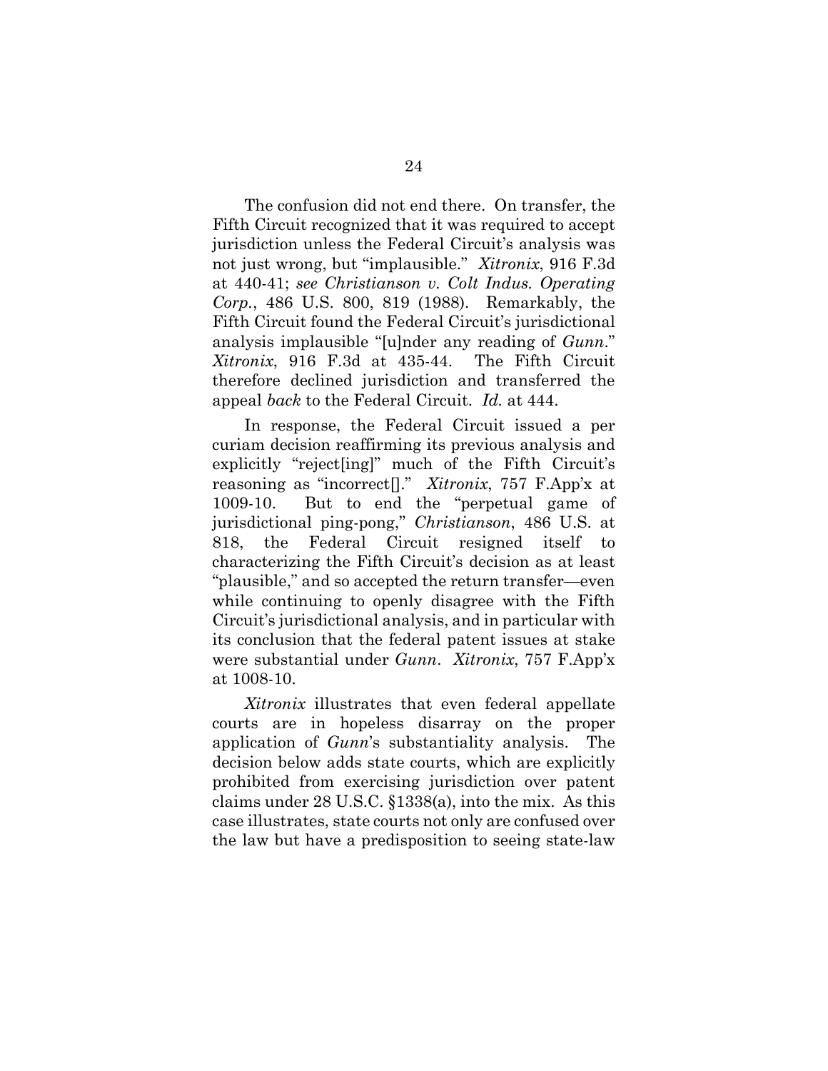The confusion did not end there. On transfer, the Fifth Circuit recognized that it was required to accept jurisdiction unless the Federal Circuit's analysis was not just wrong, but "implausible." *Xitronix*, 916 F.3d at 440-41; *see Christianson v. Colt Indus. Operating Corp.*, 486 U.S. 800, 819 (1988). Remarkably, the Fifth Circuit found the Federal Circuit's jurisdictional analysis implausible "[u]nder any reading of *Gunn*." *Xitronix*, 916 F.3d at 435-44. The Fifth Circuit therefore declined jurisdiction and transferred the appeal *back* to the Federal Circuit. *Id.* at 444.

In response, the Federal Circuit issued a per curiam decision reaffirming its previous analysis and explicitly "reject[ing]" much of the Fifth Circuit's reasoning as "incorrect[]." *Xitronix*, 757 F.App'x at 1009-10. But to end the "perpetual game of jurisdictional ping-pong," *Christianson*, 486 U.S. at 818, the Federal Circuit resigned itself to characterizing the Fifth Circuit's decision as at least "plausible," and so accepted the return transfer—even while continuing to openly disagree with the Fifth Circuit's jurisdictional analysis, and in particular with its conclusion that the federal patent issues at stake were substantial under *Gunn*. *Xitronix*, 757 F.App'x at 1008-10.

*Xitronix* illustrates that even federal appellate courts are in hopeless disarray on the proper application of *Gunn*'s substantiality analysis. The decision below adds state courts, which are explicitly prohibited from exercising jurisdiction over patent claims under 28 U.S.C. §1338(a), into the mix. As this case illustrates, state courts not only are confused over the law but have a predisposition to seeing state-law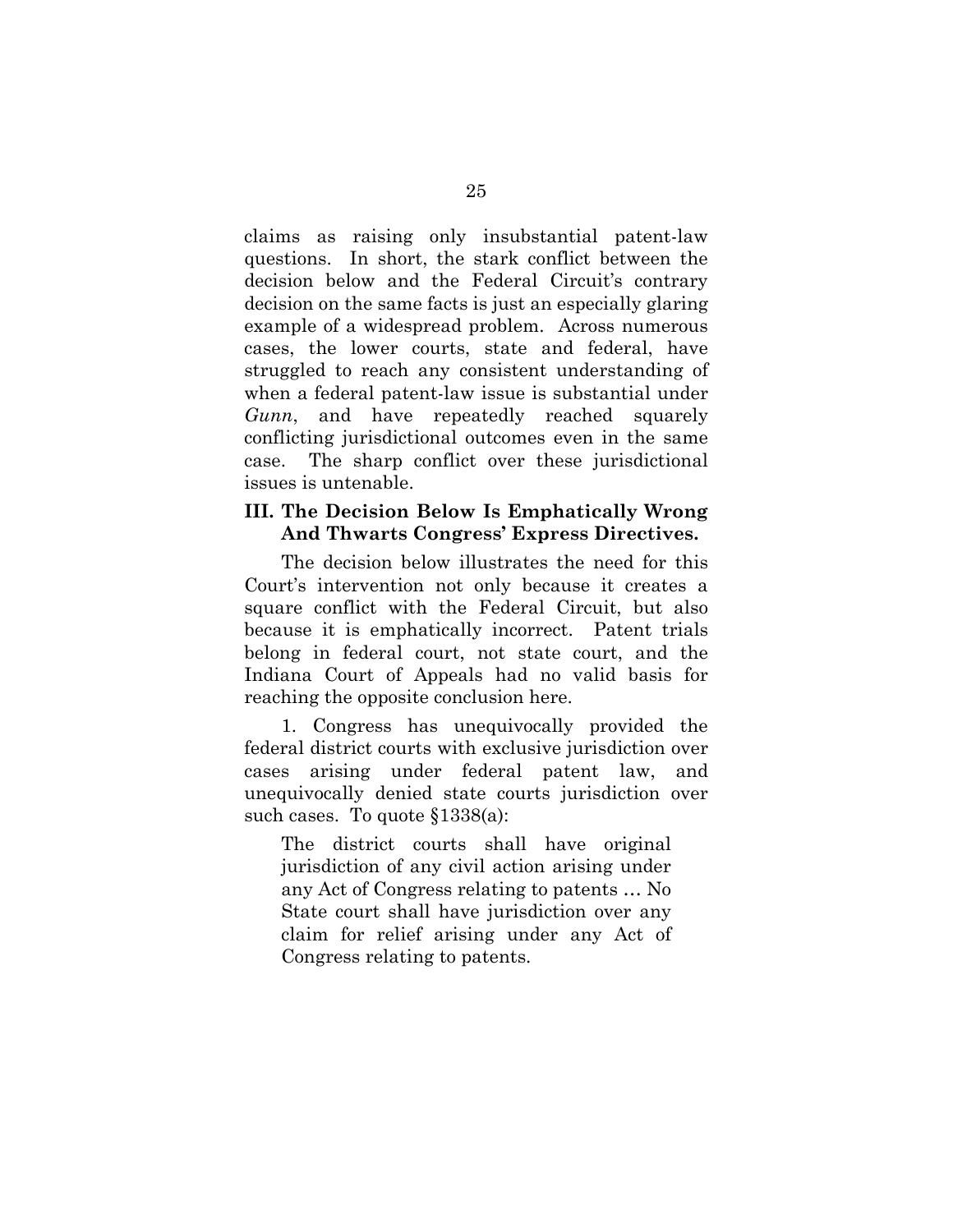claims as raising only insubstantial patent-law questions. In short, the stark conflict between the decision below and the Federal Circuit's contrary decision on the same facts is just an especially glaring example of a widespread problem. Across numerous cases, the lower courts, state and federal, have struggled to reach any consistent understanding of when a federal patent-law issue is substantial under *Gunn*, and have repeatedly reached squarely conflicting jurisdictional outcomes even in the same case. The sharp conflict over these jurisdictional issues is untenable.

## III. The Decision Below Is Emphatically Wrong And Thwarts Congress' Express Directives.

The decision below illustrates the need for this Court's intervention not only because it creates a square conflict with the Federal Circuit, but also because it is emphatically incorrect. Patent trials belong in federal court, not state court, and the Indiana Court of Appeals had no valid basis for reaching the opposite conclusion here.

1. Congress has unequivocally provided the federal district courts with exclusive jurisdiction over cases arising under federal patent law, and unequivocally denied state courts jurisdiction over such cases. To quote §1338(a):

> The district courts shall have original jurisdiction of any civil action arising under any Act of Congress relating to patents … No State court shall have jurisdiction over any claim for relief arising under any Act of Congress relating to patents.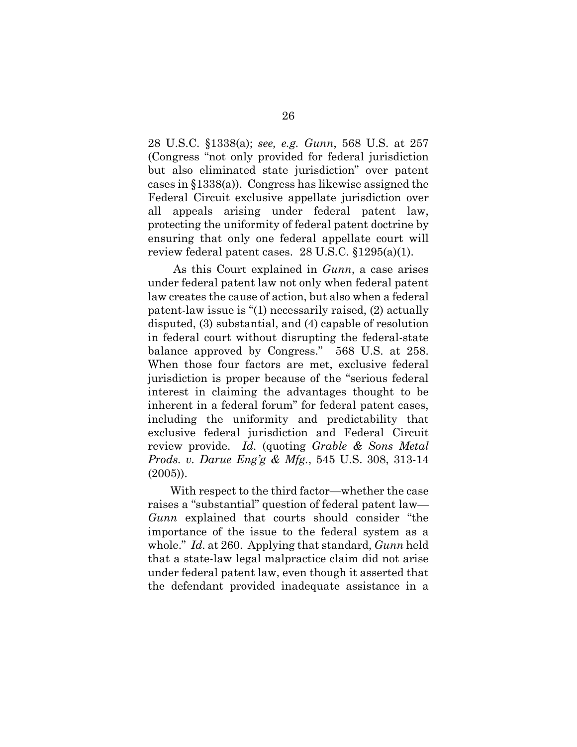28 U.S.C. §1338(a); *see, e.g. Gunn*, 568 U.S. at 257 (Congress "not only provided for federal jurisdiction but also eliminated state jurisdiction" over patent cases in §1338(a)). Congress has likewise assigned the Federal Circuit exclusive appellate jurisdiction over all appeals arising under federal patent law, protecting the uniformity of federal patent doctrine by ensuring that only one federal appellate court will review federal patent cases. 28 U.S.C. §1295(a)(1).

As this Court explained in *Gunn*, a case arises under federal patent law not only when federal patent law creates the cause of action, but also when a federal patent-law issue is "(1) necessarily raised, (2) actually disputed, (3) substantial, and (4) capable of resolution in federal court without disrupting the federal-state balance approved by Congress." 568 U.S. at 258. When those four factors are met, exclusive federal jurisdiction is proper because of the "serious federal interest in claiming the advantages thought to be inherent in a federal forum" for federal patent cases, including the uniformity and predictability that exclusive federal jurisdiction and Federal Circuit review provide. *Id.* (quoting *Grable & Sons Metal Prods. v. Darue Eng'g & Mfg.*, 545 U.S. 308, 313-14 (2005)).

With respect to the third factor—whether the case raises a "substantial" question of federal patent law—*Gunn* explained that courts should consider "the importance of the issue to the federal system as a whole." *Id.* at 260. Applying that standard, *Gunn* held that a state-law legal malpractice claim did not arise under federal patent law, even though it asserted that the defendant provided inadequate assistance in a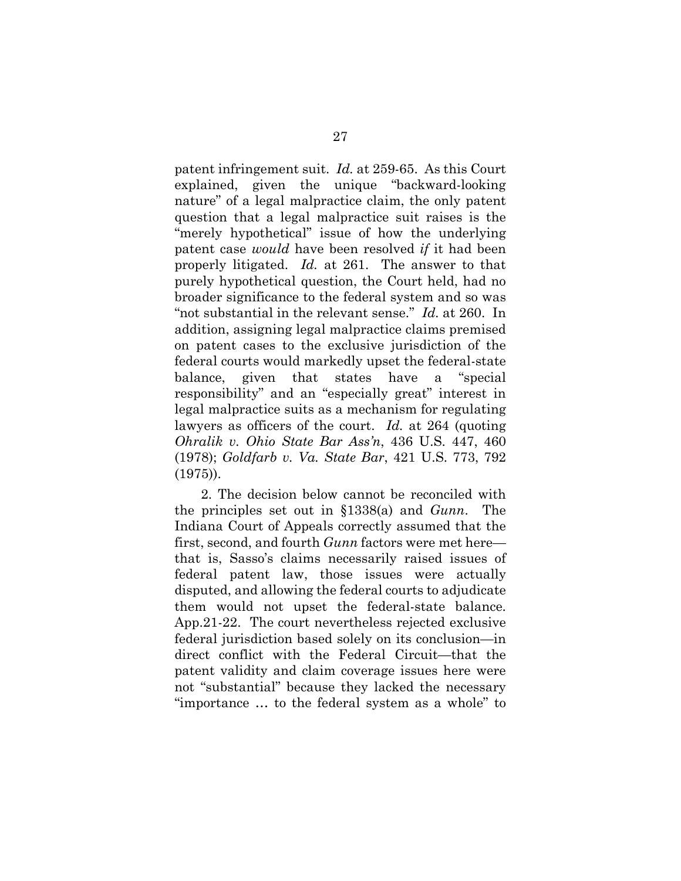patent infringement suit. *Id.* at 259-65. As this Court explained, given the unique "backward-looking nature" of a legal malpractice claim, the only patent question that a legal malpractice suit raises is the "merely hypothetical" issue of how the underlying patent case *would* have been resolved *if* it had been properly litigated. *Id.* at 261. The answer to that purely hypothetical question, the Court held, had no broader significance to the federal system and so was "not substantial in the relevant sense." *Id.* at 260. In addition, assigning legal malpractice claims premised on patent cases to the exclusive jurisdiction of the federal courts would markedly upset the federal-state balance, given that states have a "special responsibility" and an "especially great" interest in legal malpractice suits as a mechanism for regulating lawyers as officers of the court. *Id.* at 264 (quoting *Ohralik v. Ohio State Bar Ass'n*, 436 U.S. 447, 460 (1978); *Goldfarb v. Va. State Bar*, 421 U.S. 773, 792 (1975)).

2. The decision below cannot be reconciled with the principles set out in §1338(a) and *Gunn*. The Indiana Court of Appeals correctly assumed that the first, second, and fourth *Gunn* factors were met here—that is, Sasso's claims necessarily raised issues of federal patent law, those issues were actually disputed, and allowing the federal courts to adjudicate them would not upset the federal-state balance. App.21-22. The court nevertheless rejected exclusive federal jurisdiction based solely on its conclusion—in direct conflict with the Federal Circuit—that the patent validity and claim coverage issues here were not "substantial" because they lacked the necessary "importance … to the federal system as a whole" to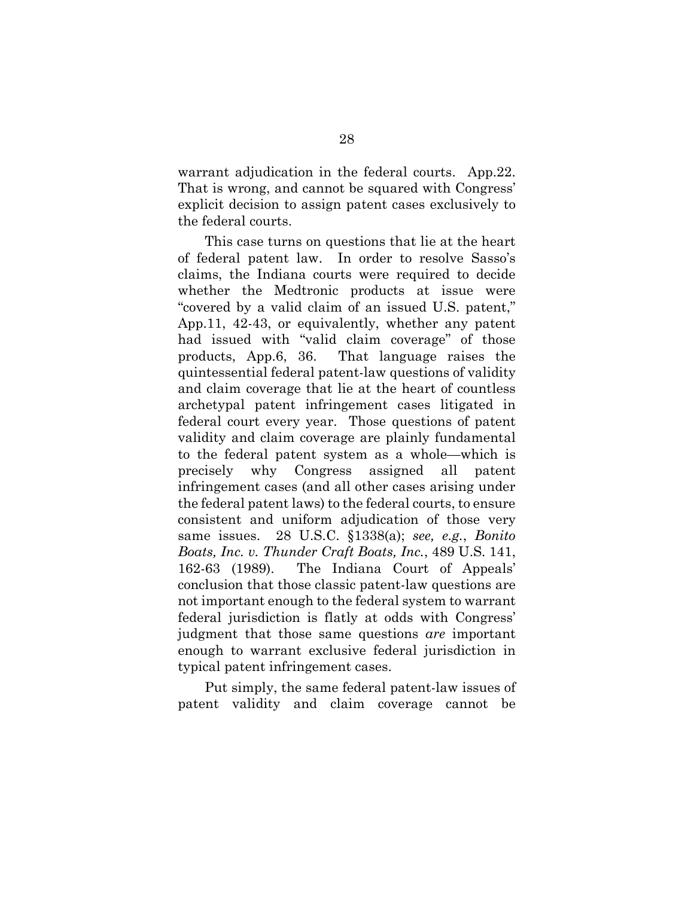warrant adjudication in the federal courts. App.22. That is wrong, and cannot be squared with Congress' explicit decision to assign patent cases exclusively to the federal courts.

This case turns on questions that lie at the heart of federal patent law. In order to resolve Sasso's claims, the Indiana courts were required to decide whether the Medtronic products at issue were "covered by a valid claim of an issued U.S. patent," App.11, 42-43, or equivalently, whether any patent had issued with "valid claim coverage" of those products, App.6, 36. That language raises the quintessential federal patent-law questions of validity and claim coverage that lie at the heart of countless archetypal patent infringement cases litigated in federal court every year. Those questions of patent validity and claim coverage are plainly fundamental to the federal patent system as a whole—which is precisely why Congress assigned all patent infringement cases (and all other cases arising under the federal patent laws) to the federal courts, to ensure consistent and uniform adjudication of those very same issues. 28 U.S.C. §1338(a); *see, e.g.*, *Bonito Boats, Inc. v. Thunder Craft Boats, Inc.*, 489 U.S. 141, 162-63 (1989). The Indiana Court of Appeals' conclusion that those classic patent-law questions are not important enough to the federal system to warrant federal jurisdiction is flatly at odds with Congress' judgment that those same questions *are* important enough to warrant exclusive federal jurisdiction in typical patent infringement cases.

Put simply, the same federal patent-law issues of patent validity and claim coverage cannot be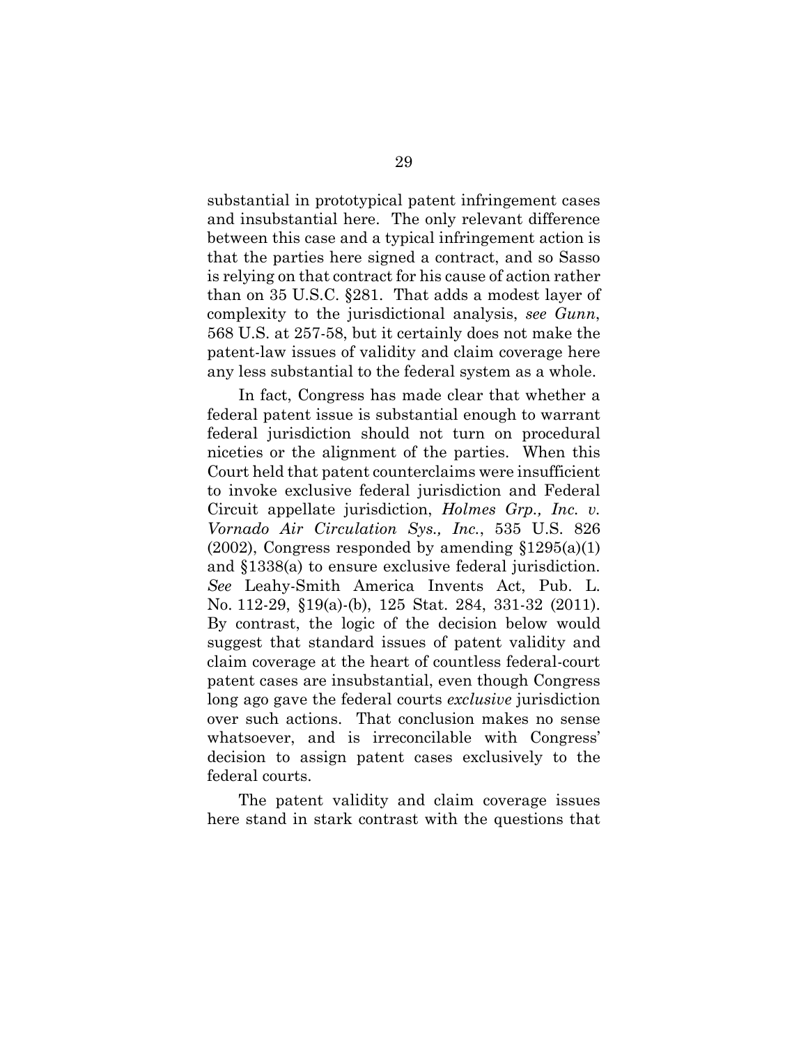substantial in prototypical patent infringement cases and insubstantial here. The only relevant difference between this case and a typical infringement action is that the parties here signed a contract, and so Sasso is relying on that contract for his cause of action rather than on 35 U.S.C. §281. That adds a modest layer of complexity to the jurisdictional analysis, *see Gunn*, 568 U.S. at 257-58, but it certainly does not make the patent-law issues of validity and claim coverage here any less substantial to the federal system as a whole.

In fact, Congress has made clear that whether a federal patent issue is substantial enough to warrant federal jurisdiction should not turn on procedural niceties or the alignment of the parties. When this Court held that patent counterclaims were insufficient to invoke exclusive federal jurisdiction and Federal Circuit appellate jurisdiction, *Holmes Grp., Inc. v. Vornado Air Circulation Sys., Inc.*, 535 U.S. 826 (2002), Congress responded by amending §1295(a)(1) and §1338(a) to ensure exclusive federal jurisdiction. *See* Leahy-Smith America Invents Act, Pub. L. No. 112-29, §19(a)-(b), 125 Stat. 284, 331-32 (2011). By contrast, the logic of the decision below would suggest that standard issues of patent validity and claim coverage at the heart of countless federal-court patent cases are insubstantial, even though Congress long ago gave the federal courts *exclusive* jurisdiction over such actions. That conclusion makes no sense whatsoever, and is irreconcilable with Congress' decision to assign patent cases exclusively to the federal courts.

The patent validity and claim coverage issues here stand in stark contrast with the questions that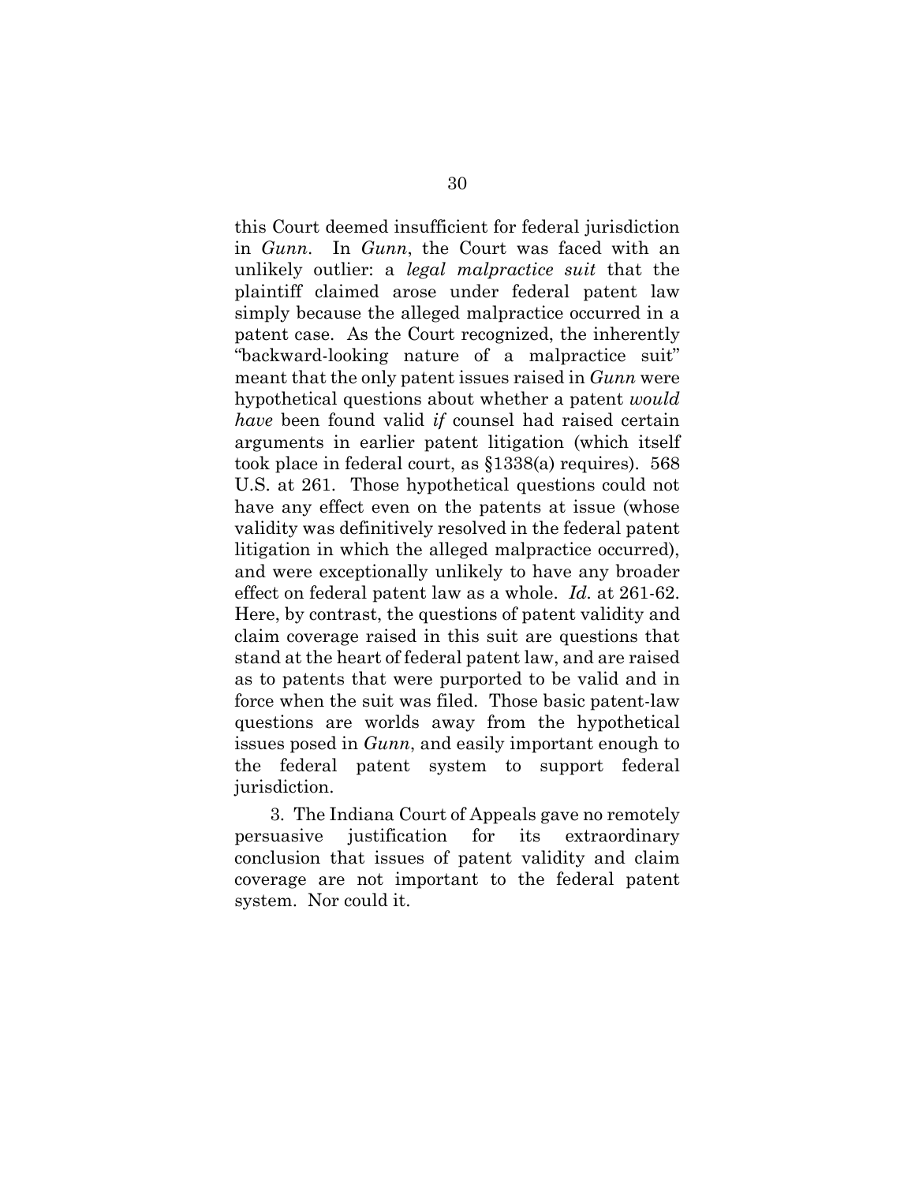this Court deemed insufficient for federal jurisdiction in *Gunn*. In *Gunn*, the Court was faced with an unlikely outlier: a *legal malpractice suit* that the plaintiff claimed arose under federal patent law simply because the alleged malpractice occurred in a patent case. As the Court recognized, the inherently "backward-looking nature of a malpractice suit" meant that the only patent issues raised in *Gunn* were hypothetical questions about whether a patent *would have* been found valid *if* counsel had raised certain arguments in earlier patent litigation (which itself took place in federal court, as §1338(a) requires). 568 U.S. at 261. Those hypothetical questions could not have any effect even on the patents at issue (whose validity was definitively resolved in the federal patent litigation in which the alleged malpractice occurred), and were exceptionally unlikely to have any broader effect on federal patent law as a whole. *Id.* at 261-62. Here, by contrast, the questions of patent validity and claim coverage raised in this suit are questions that stand at the heart of federal patent law, and are raised as to patents that were purported to be valid and in force when the suit was filed. Those basic patent-law questions are worlds away from the hypothetical issues posed in *Gunn*, and easily important enough to the federal patent system to support federal jurisdiction.

3. The Indiana Court of Appeals gave no remotely persuasive justification for its extraordinary conclusion that issues of patent validity and claim coverage are not important to the federal patent system. Nor could it.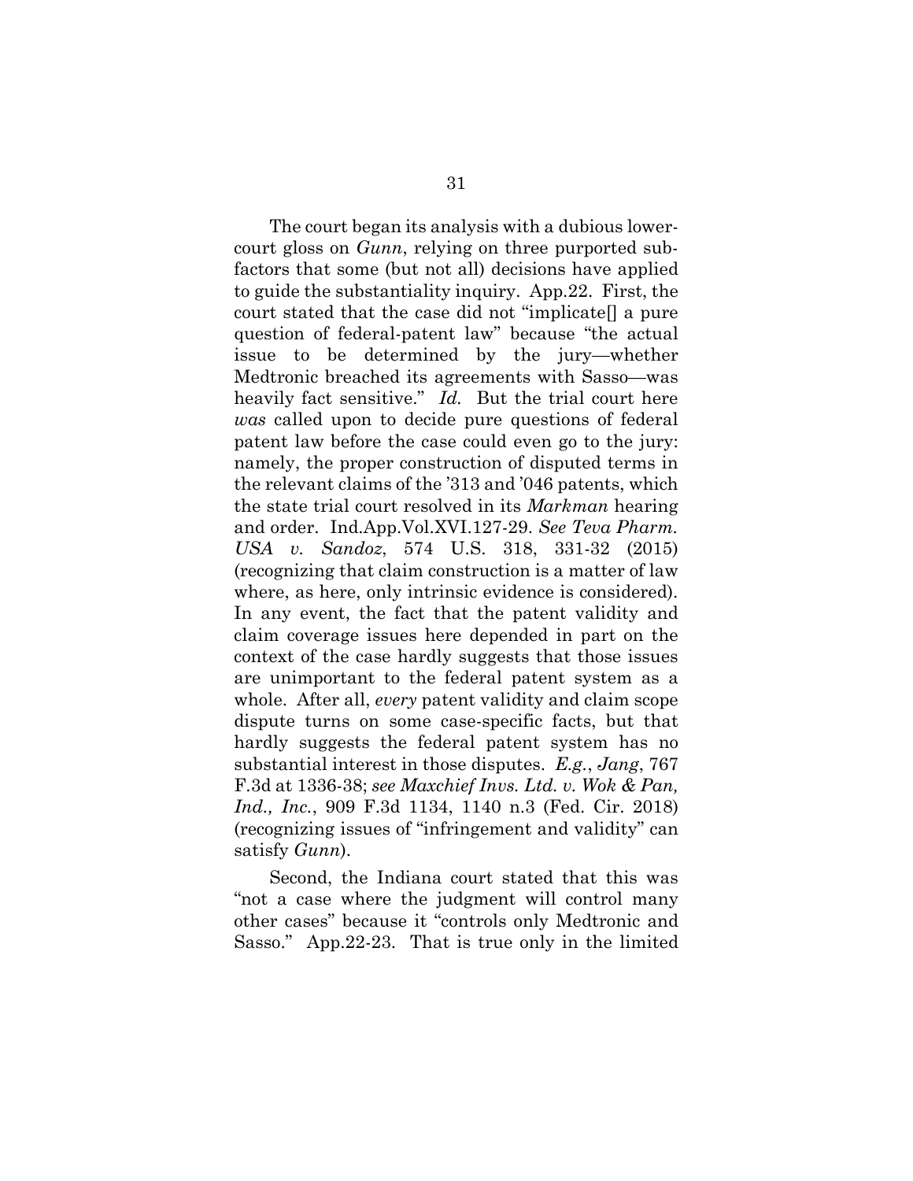The court began its analysis with a dubious lower-court gloss on *Gunn*, relying on three purported sub-factors that some (but not all) decisions have applied to guide the substantiality inquiry. App.22. First, the court stated that the case did not "implicate[] a pure question of federal-patent law" because "the actual issue to be determined by the jury—whether Medtronic breached its agreements with Sasso—was heavily fact sensitive." *Id.* But the trial court here *was* called upon to decide pure questions of federal patent law before the case could even go to the jury: namely, the proper construction of disputed terms in the relevant claims of the '313 and '046 patents, which the state trial court resolved in its *Markman* hearing and order. Ind.App.Vol.XVI.127-29. *See Teva Pharm. USA v. Sandoz*, 574 U.S. 318, 331-32 (2015) (recognizing that claim construction is a matter of law where, as here, only intrinsic evidence is considered). In any event, the fact that the patent validity and claim coverage issues here depended in part on the context of the case hardly suggests that those issues are unimportant to the federal patent system as a whole. After all, *every* patent validity and claim scope dispute turns on some case-specific facts, but that hardly suggests the federal patent system has no substantial interest in those disputes. *E.g.*, *Jang*, 767 F.3d at 1336-38; *see Maxchief Invs. Ltd. v. Wok & Pan, Ind., Inc.*, 909 F.3d 1134, 1140 n.3 (Fed. Cir. 2018) (recognizing issues of "infringement and validity" can satisfy *Gunn*).

Second, the Indiana court stated that this was "not a case where the judgment will control many other cases" because it "controls only Medtronic and Sasso." App.22-23. That is true only in the limited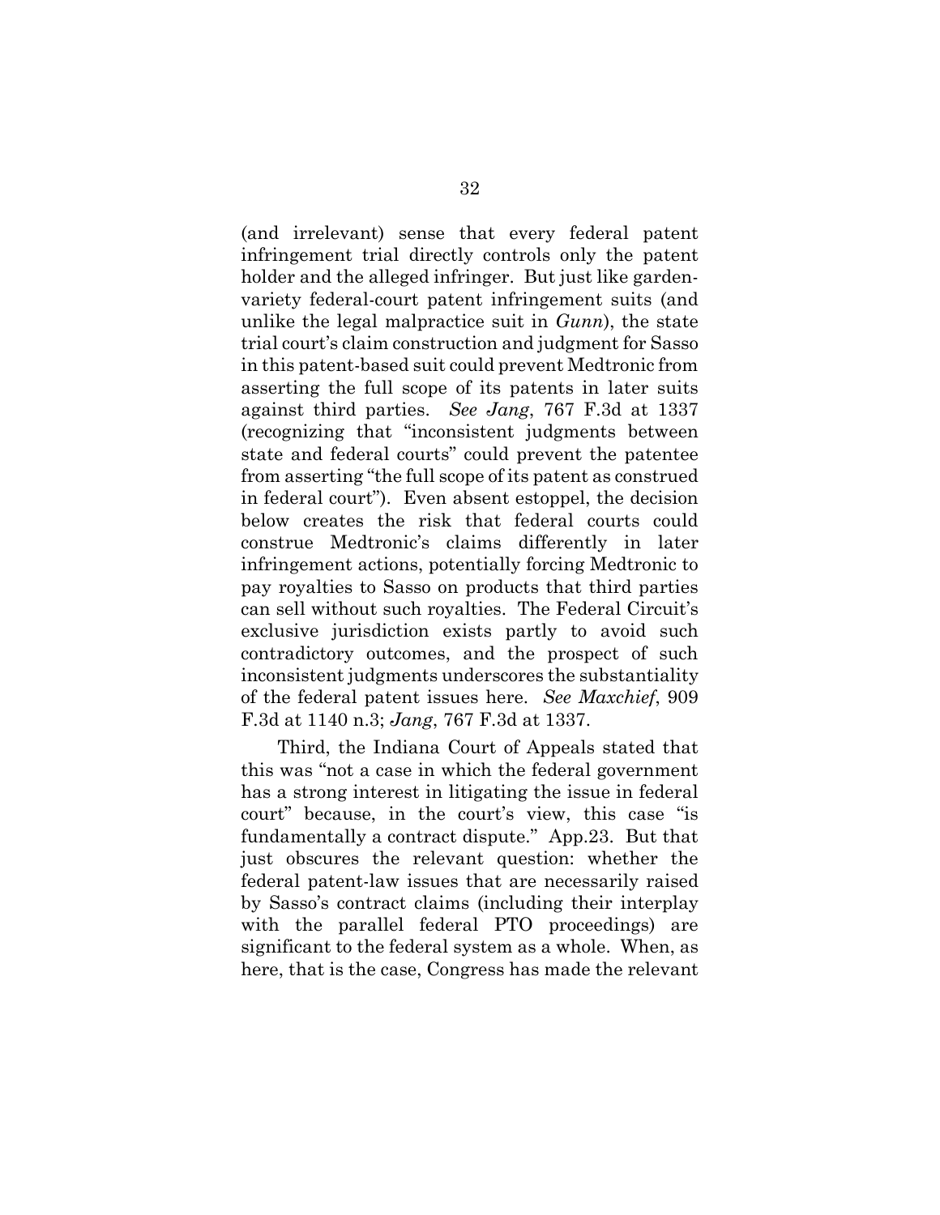(and irrelevant) sense that every federal patent infringement trial directly controls only the patent holder and the alleged infringer. But just like garden-variety federal-court patent infringement suits (and unlike the legal malpractice suit in *Gunn*), the state trial court's claim construction and judgment for Sasso in this patent-based suit could prevent Medtronic from asserting the full scope of its patents in later suits against third parties. *See Jang*, 767 F.3d at 1337 (recognizing that "inconsistent judgments between state and federal courts" could prevent the patentee from asserting "the full scope of its patent as construed in federal court"). Even absent estoppel, the decision below creates the risk that federal courts could construe Medtronic's claims differently in later infringement actions, potentially forcing Medtronic to pay royalties to Sasso on products that third parties can sell without such royalties. The Federal Circuit's exclusive jurisdiction exists partly to avoid such contradictory outcomes, and the prospect of such inconsistent judgments underscores the substantiality of the federal patent issues here. *See Maxchief*, 909 F.3d at 1140 n.3; *Jang*, 767 F.3d at 1337.

Third, the Indiana Court of Appeals stated that this was "not a case in which the federal government has a strong interest in litigating the issue in federal court" because, in the court's view, this case "is fundamentally a contract dispute." App.23. But that just obscures the relevant question: whether the federal patent-law issues that are necessarily raised by Sasso's contract claims (including their interplay with the parallel federal PTO proceedings) are significant to the federal system as a whole. When, as here, that is the case, Congress has made the relevant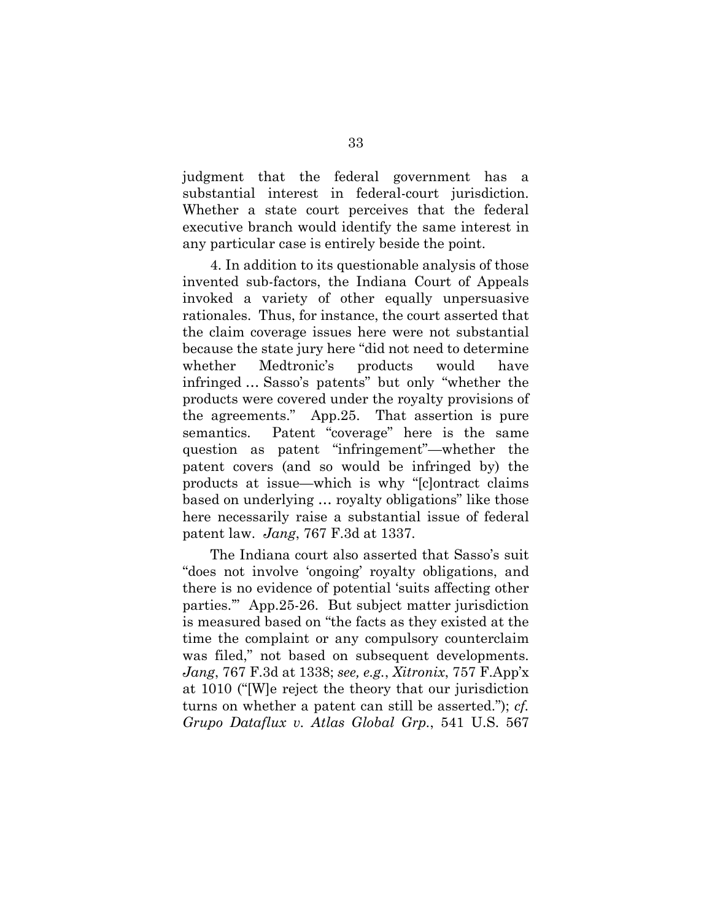judgment that the federal government has a substantial interest in federal-court jurisdiction. Whether a state court perceives that the federal executive branch would identify the same interest in any particular case is entirely beside the point.

4. In addition to its questionable analysis of those invented sub-factors, the Indiana Court of Appeals invoked a variety of other equally unpersuasive rationales. Thus, for instance, the court asserted that the claim coverage issues here were not substantial because the state jury here "did not need to determine whether Medtronic's products would have infringed … Sasso's patents" but only "whether the products were covered under the royalty provisions of the agreements." App.25. That assertion is pure semantics. Patent "coverage" here is the same question as patent "infringement"—whether the patent covers (and so would be infringed by) the products at issue—which is why "[c]ontract claims based on underlying … royalty obligations" like those here necessarily raise a substantial issue of federal patent law. *Jang*, 767 F.3d at 1337.

The Indiana court also asserted that Sasso's suit "does not involve 'ongoing' royalty obligations, and there is no evidence of potential 'suits affecting other parties.'" App.25-26. But subject matter jurisdiction is measured based on "the facts as they existed at the time the complaint or any compulsory counterclaim was filed," not based on subsequent developments. *Jang*, 767 F.3d at 1338; *see, e.g.*, *Xitronix*, 757 F.App'x at 1010 ("[W]e reject the theory that our jurisdiction turns on whether a patent can still be asserted."); *cf. Grupo Dataflux v. Atlas Global Grp.*, 541 U.S. 567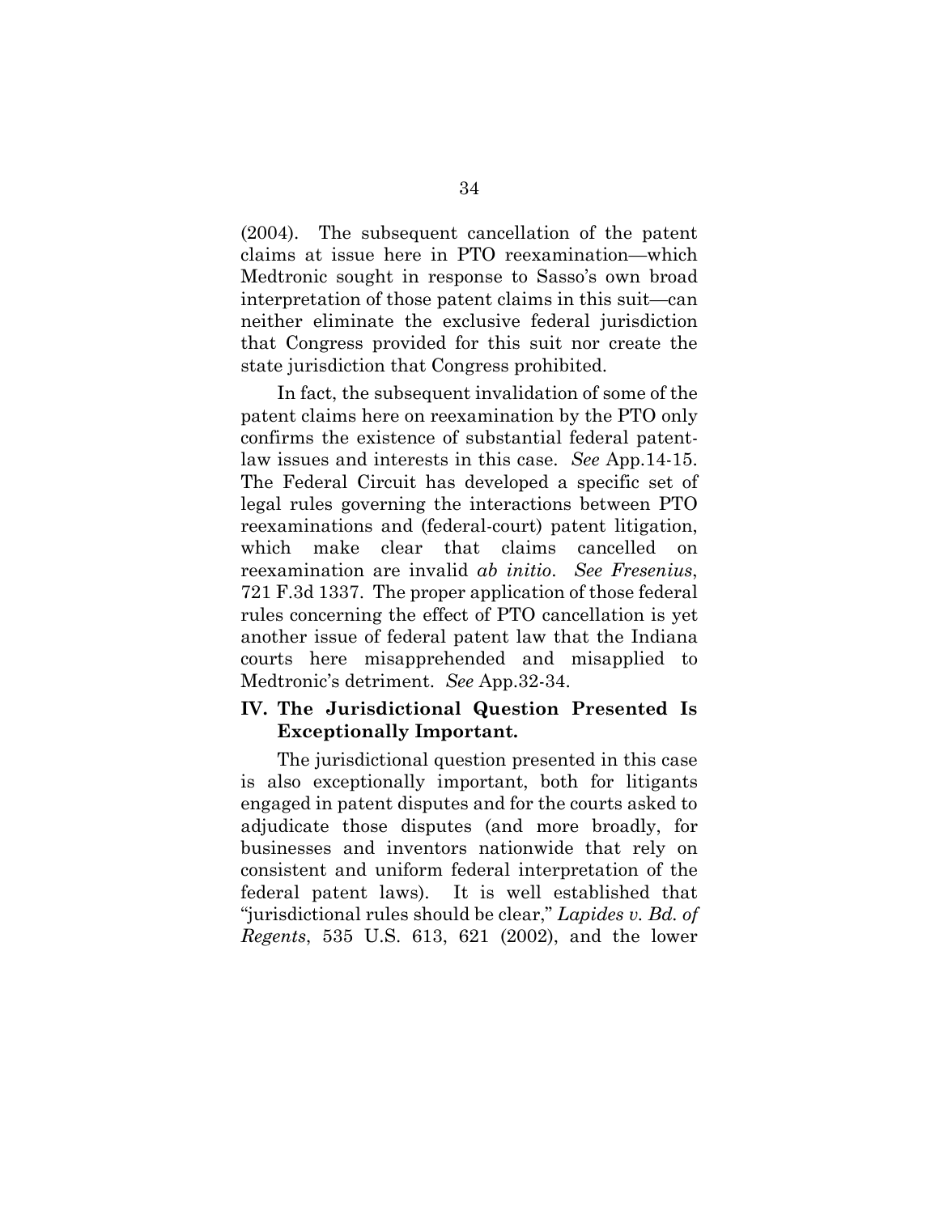(2004). The subsequent cancellation of the patent claims at issue here in PTO reexamination—which Medtronic sought in response to Sasso's own broad interpretation of those patent claims in this suit—can neither eliminate the exclusive federal jurisdiction that Congress provided for this suit nor create the state jurisdiction that Congress prohibited.

In fact, the subsequent invalidation of some of the patent claims here on reexamination by the PTO only confirms the existence of substantial federal patent-law issues and interests in this case. *See* App.14-15. The Federal Circuit has developed a specific set of legal rules governing the interactions between PTO reexaminations and (federal-court) patent litigation, which make clear that claims cancelled on reexamination are invalid *ab initio*. *See Fresenius*, 721 F.3d 1337. The proper application of those federal rules concerning the effect of PTO cancellation is yet another issue of federal patent law that the Indiana courts here misapprehended and misapplied to Medtronic's detriment. *See* App.32-34.

## IV. The Jurisdictional Question Presented Is Exceptionally Important.

The jurisdictional question presented in this case is also exceptionally important, both for litigants engaged in patent disputes and for the courts asked to adjudicate those disputes (and more broadly, for businesses and inventors nationwide that rely on consistent and uniform federal interpretation of the federal patent laws). It is well established that "jurisdictional rules should be clear," *Lapides v. Bd. of Regents*, 535 U.S. 613, 621 (2002), and the lower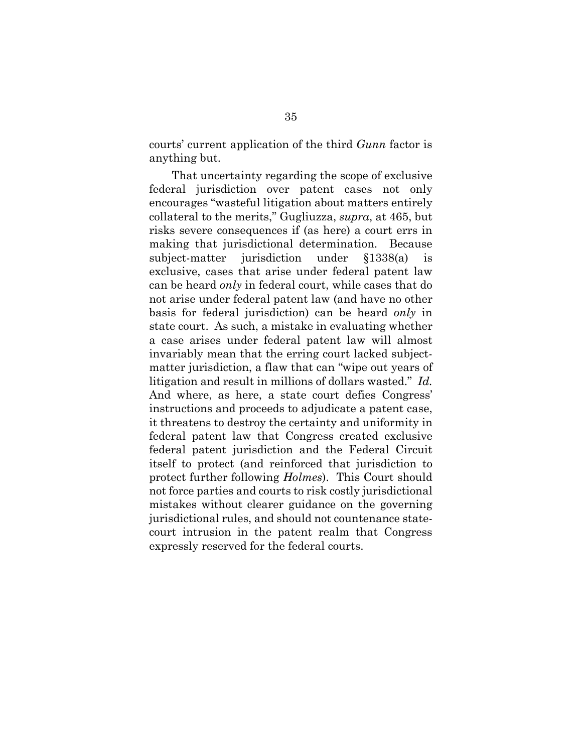courts' current application of the third *Gunn* factor is anything but.

That uncertainty regarding the scope of exclusive federal jurisdiction over patent cases not only encourages "wasteful litigation about matters entirely collateral to the merits," Gugliuzza, *supra*, at 465, but risks severe consequences if (as here) a court errs in making that jurisdictional determination. Because subject-matter jurisdiction under §1338(a) is exclusive, cases that arise under federal patent law can be heard *only* in federal court, while cases that do not arise under federal patent law (and have no other basis for federal jurisdiction) can be heard *only* in state court. As such, a mistake in evaluating whether a case arises under federal patent law will almost invariably mean that the erring court lacked subject-matter jurisdiction, a flaw that can "wipe out years of litigation and result in millions of dollars wasted." *Id.* And where, as here, a state court defies Congress' instructions and proceeds to adjudicate a patent case, it threatens to destroy the certainty and uniformity in federal patent law that Congress created exclusive federal patent jurisdiction and the Federal Circuit itself to protect (and reinforced that jurisdiction to protect further following *Holmes*). This Court should not force parties and courts to risk costly jurisdictional mistakes without clearer guidance on the governing jurisdictional rules, and should not countenance state-court intrusion in the patent realm that Congress expressly reserved for the federal courts.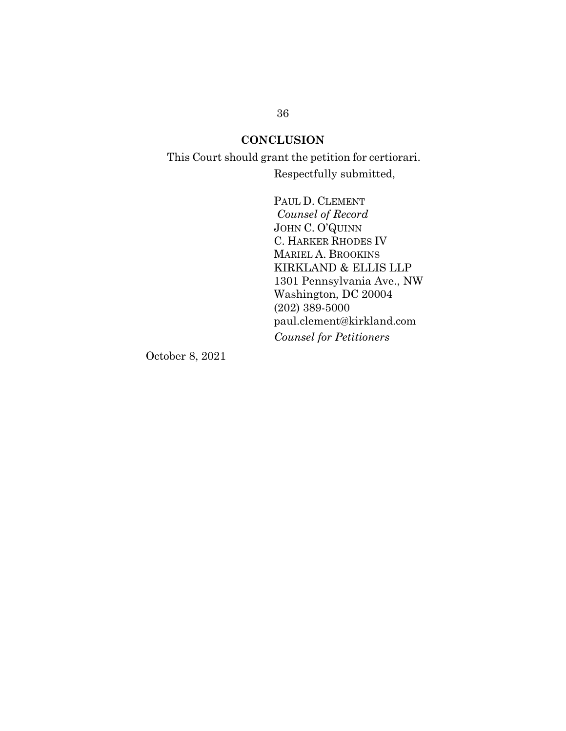## CONCLUSION

This Court should grant the petition for certiorari.

Respectfully submitted,

PAUL D. CLEMENT
*Counsel of Record*
JOHN C. O'QUINN
C. HARKER RHODES IV
MARIEL A. BROOKINS
KIRKLAND & ELLIS LLP
1301 Pennsylvania Ave., NW
Washington, DC 20004
(202) 389-5000
paul.clement@kirkland.com
*Counsel for Petitioners*

October 8, 2021